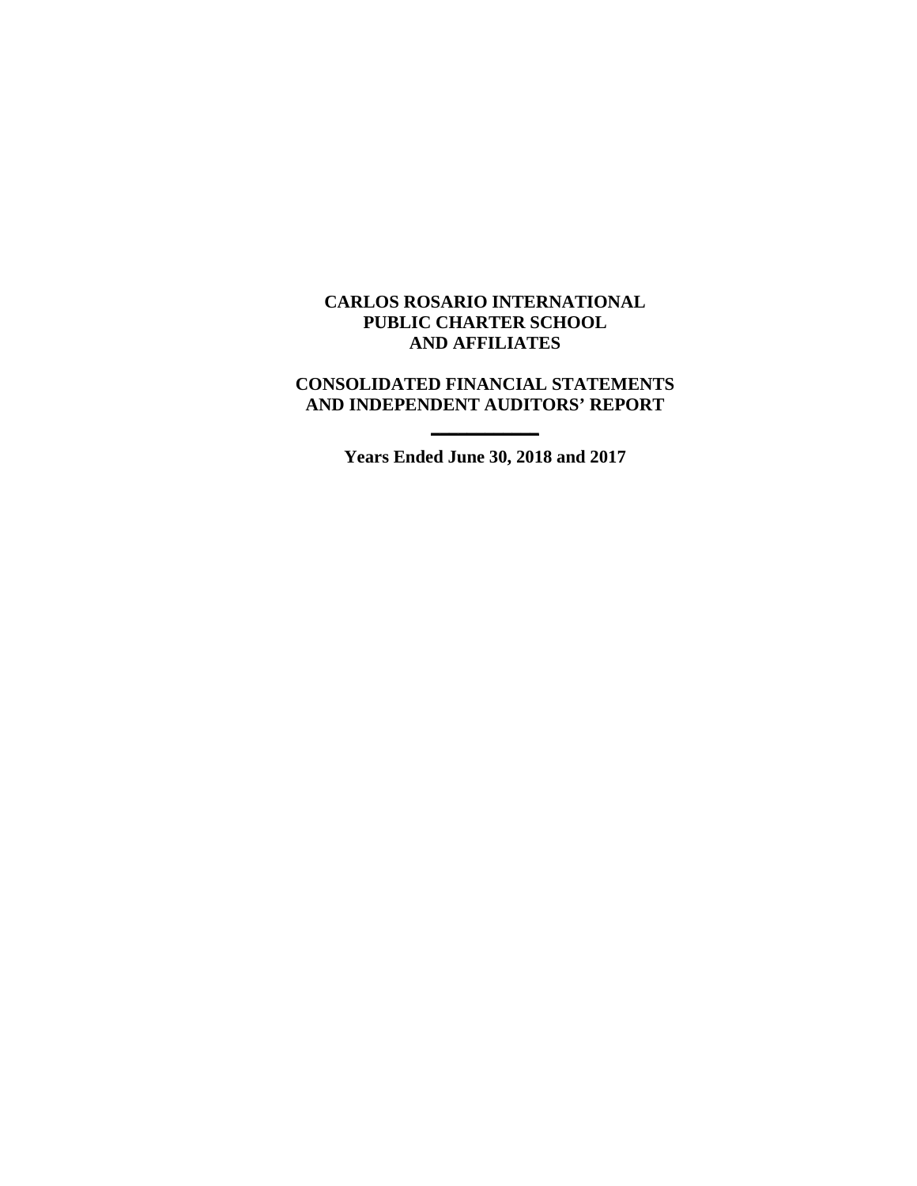# CARLOS ROSARIO INTERNATIONAL PUBLIC CHARTER SCHOOL AND AFFILIATES

## CONSOLIDATED FINANCIAL STATEMENTS AND INDEPENDENT AUDITORS' REPORT

---

**Years Ended June 30, 2018 and 2017**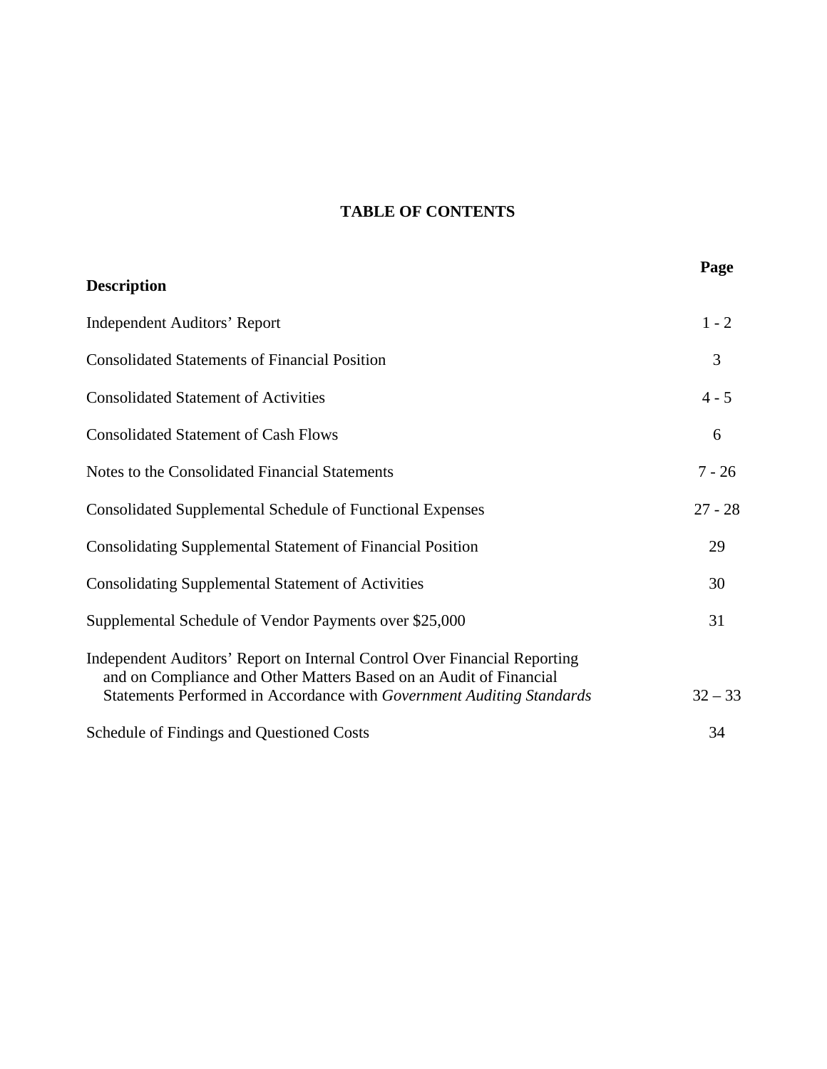# TABLE OF CONTENTS

| Description | Page |
|---|---|
| Independent Auditors' Report | 1 - 2 |
| Consolidated Statements of Financial Position | 3 |
| Consolidated Statement of Activities | 4 - 5 |
| Consolidated Statement of Cash Flows | 6 |
| Notes to the Consolidated Financial Statements | 7 - 26 |
| Consolidated Supplemental Schedule of Functional Expenses | 27 - 28 |
| Consolidating Supplemental Statement of Financial Position | 29 |
| Consolidating Supplemental Statement of Activities | 30 |
| Supplemental Schedule of Vendor Payments over $25,000 | 31 |
| Independent Auditors' Report on Internal Control Over Financial Reporting and on Compliance and Other Matters Based on an Audit of Financial Statements Performed in Accordance with *Government Auditing Standards* | 32 – 33 |
| Schedule of Findings and Questioned Costs | 34 |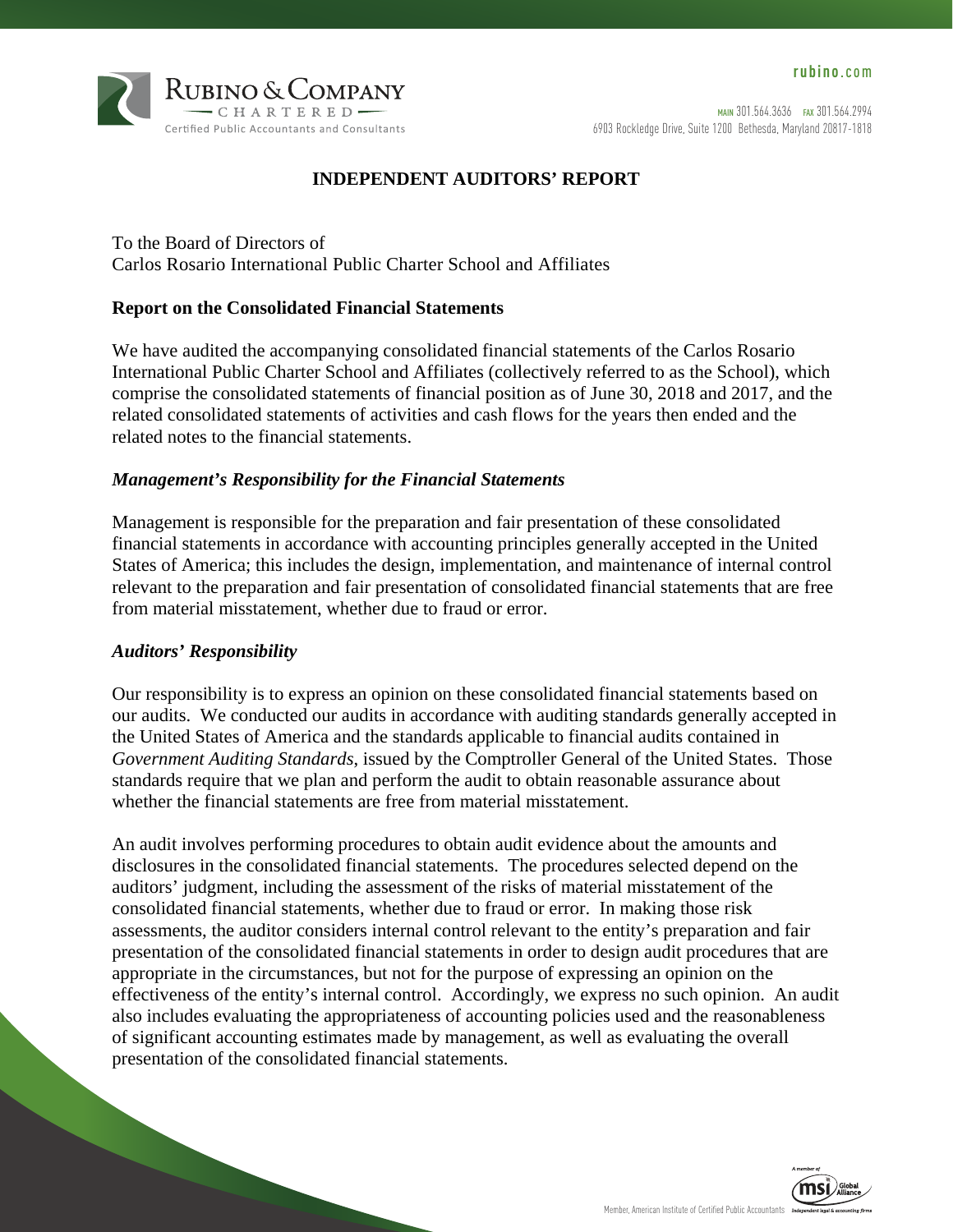# INDEPENDENT AUDITORS' REPORT

To the Board of Directors of
Carlos Rosario International Public Charter School and Affiliates

## Report on the Consolidated Financial Statements

We have audited the accompanying consolidated financial statements of the Carlos Rosario International Public Charter School and Affiliates (collectively referred to as the School), which comprise the consolidated statements of financial position as of June 30, 2018 and 2017, and the related consolidated statements of activities and cash flows for the years then ended and the related notes to the financial statements.

### *Management's Responsibility for the Financial Statements*

Management is responsible for the preparation and fair presentation of these consolidated financial statements in accordance with accounting principles generally accepted in the United States of America; this includes the design, implementation, and maintenance of internal control relevant to the preparation and fair presentation of consolidated financial statements that are free from material misstatement, whether due to fraud or error.

### *Auditors' Responsibility*

Our responsibility is to express an opinion on these consolidated financial statements based on our audits. We conducted our audits in accordance with auditing standards generally accepted in the United States of America and the standards applicable to financial audits contained in *Government Auditing Standards*, issued by the Comptroller General of the United States. Those standards require that we plan and perform the audit to obtain reasonable assurance about whether the financial statements are free from material misstatement.

An audit involves performing procedures to obtain audit evidence about the amounts and disclosures in the consolidated financial statements. The procedures selected depend on the auditors' judgment, including the assessment of the risks of material misstatement of the consolidated financial statements, whether due to fraud or error. In making those risk assessments, the auditor considers internal control relevant to the entity's preparation and fair presentation of the consolidated financial statements in order to design audit procedures that are appropriate in the circumstances, but not for the purpose of expressing an opinion on the effectiveness of the entity's internal control. Accordingly, we express no such opinion. An audit also includes evaluating the appropriateness of accounting policies used and the reasonableness of significant accounting estimates made by management, as well as evaluating the overall presentation of the consolidated financial statements.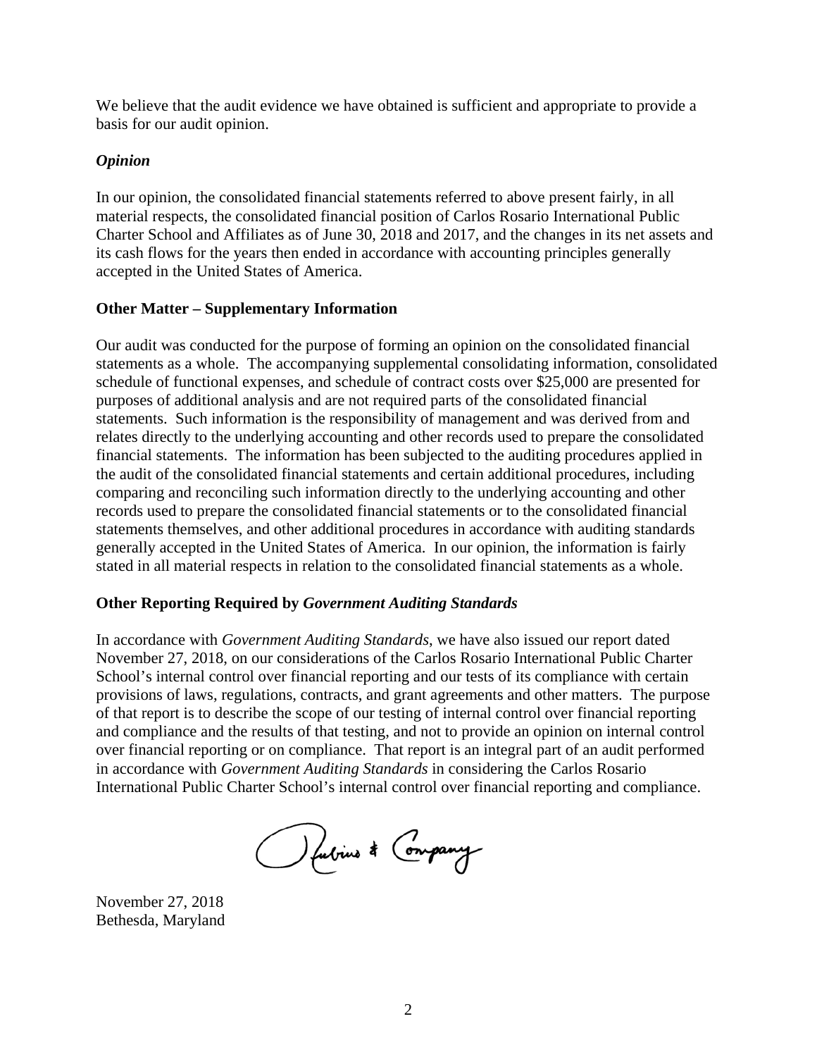We believe that the audit evidence we have obtained is sufficient and appropriate to provide a basis for our audit opinion.

### *Opinion*

In our opinion, the consolidated financial statements referred to above present fairly, in all material respects, the consolidated financial position of Carlos Rosario International Public Charter School and Affiliates as of June 30, 2018 and 2017, and the changes in its net assets and its cash flows for the years then ended in accordance with accounting principles generally accepted in the United States of America.

## Other Matter – Supplementary Information

Our audit was conducted for the purpose of forming an opinion on the consolidated financial statements as a whole. The accompanying supplemental consolidating information, consolidated schedule of functional expenses, and schedule of contract costs over $25,000 are presented for purposes of additional analysis and are not required parts of the consolidated financial statements. Such information is the responsibility of management and was derived from and relates directly to the underlying accounting and other records used to prepare the consolidated financial statements. The information has been subjected to the auditing procedures applied in the audit of the consolidated financial statements and certain additional procedures, including comparing and reconciling such information directly to the underlying accounting and other records used to prepare the consolidated financial statements or to the consolidated financial statements themselves, and other additional procedures in accordance with auditing standards generally accepted in the United States of America. In our opinion, the information is fairly stated in all material respects in relation to the consolidated financial statements as a whole.

## Other Reporting Required by *Government Auditing Standards*

In accordance with *Government Auditing Standards*, we have also issued our report dated November 27, 2018, on our considerations of the Carlos Rosario International Public Charter School's internal control over financial reporting and our tests of its compliance with certain provisions of laws, regulations, contracts, and grant agreements and other matters. The purpose of that report is to describe the scope of our testing of internal control over financial reporting and compliance and the results of that testing, and not to provide an opinion on internal control over financial reporting or on compliance. That report is an integral part of an audit performed in accordance with *Government Auditing Standards* in considering the Carlos Rosario International Public Charter School's internal control over financial reporting and compliance.

Rubino & Company

November 27, 2018
Bethesda, Maryland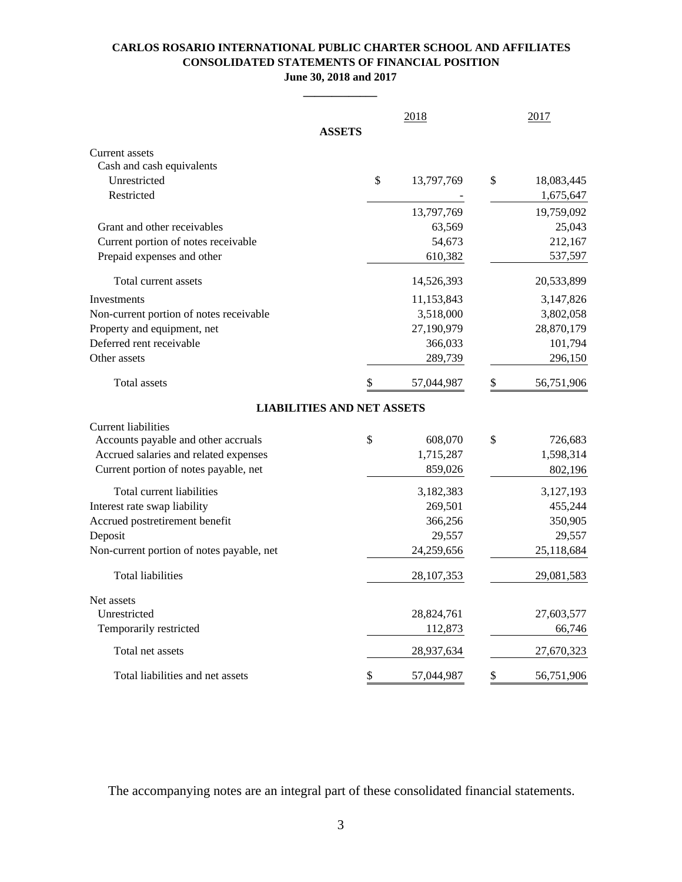**CARLOS ROSARIO INTERNATIONAL PUBLIC CHARTER SCHOOL AND AFFILIATES**
**CONSOLIDATED STATEMENTS OF FINANCIAL POSITION**
**June 30, 2018 and 2017**

| | 2018 | 2017 |
|---|---|---|
| **ASSETS** | | |
| Current assets | | |
| Cash and cash equivalents | | |
| Unrestricted | $ 13,797,769 | $ 18,083,445 |
| Restricted | - | 1,675,647 |
| | 13,797,769 | 19,759,092 |
| Grant and other receivables | 63,569 | 25,043 |
| Current portion of notes receivable | 54,673 | 212,167 |
| Prepaid expenses and other | 610,382 | 537,597 |
| Total current assets | 14,526,393 | 20,533,899 |
| Investments | 11,153,843 | 3,147,826 |
| Non-current portion of notes receivable | 3,518,000 | 3,802,058 |
| Property and equipment, net | 27,190,979 | 28,870,179 |
| Deferred rent receivable | 366,033 | 101,794 |
| Other assets | 289,739 | 296,150 |
| Total assets | $ 57,044,987 | $ 56,751,906 |
| **LIABILITIES AND NET ASSETS** | | |
| Current liabilities | | |
| Accounts payable and other accruals | $ 608,070 | $ 726,683 |
| Accrued salaries and related expenses | 1,715,287 | 1,598,314 |
| Current portion of notes payable, net | 859,026 | 802,196 |
| Total current liabilities | 3,182,383 | 3,127,193 |
| Interest rate swap liability | 269,501 | 455,244 |
| Accrued postretirement benefit | 366,256 | 350,905 |
| Deposit | 29,557 | 29,557 |
| Non-current portion of notes payable, net | 24,259,656 | 25,118,684 |
| Total liabilities | 28,107,353 | 29,081,583 |
| Net assets | | |
| Unrestricted | 28,824,761 | 27,603,577 |
| Temporarily restricted | 112,873 | 66,746 |
| Total net assets | 28,937,634 | 27,670,323 |
| Total liabilities and net assets | $ 57,044,987 | $ 56,751,906 |

The accompanying notes are an integral part of these consolidated financial statements.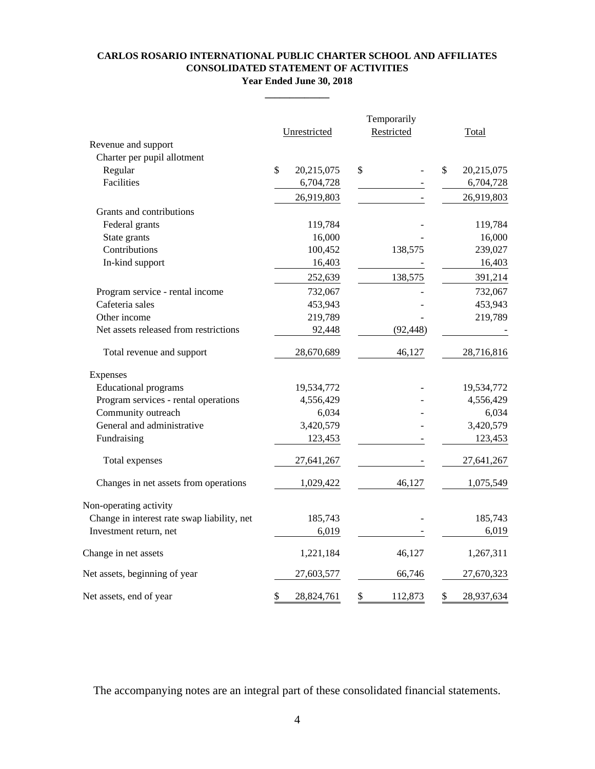# CARLOS ROSARIO INTERNATIONAL PUBLIC CHARTER SCHOOL AND AFFILIATES
## CONSOLIDATED STATEMENT OF ACTIVITIES
### Year Ended June 30, 2018

| | Unrestricted | Temporarily Restricted | Total |
|---|---|---|---|
| **Revenue and support** | | | |
| Charter per pupil allotment | | | |
| Regular | $ 20,215,075 | $ - | $ 20,215,075 |
| Facilities | 6,704,728 | - | 6,704,728 |
| | 26,919,803 | - | 26,919,803 |
| Grants and contributions | | | |
| Federal grants | 119,784 | - | 119,784 |
| State grants | 16,000 | - | 16,000 |
| Contributions | 100,452 | 138,575 | 239,027 |
| In-kind support | 16,403 | - | 16,403 |
| | 252,639 | 138,575 | 391,214 |
| Program service - rental income | 732,067 | - | 732,067 |
| Cafeteria sales | 453,943 | - | 453,943 |
| Other income | 219,789 | - | 219,789 |
| Net assets released from restrictions | 92,448 | (92,448) | - |
| Total revenue and support | 28,670,689 | 46,127 | 28,716,816 |
| **Expenses** | | | |
| Educational programs | 19,534,772 | - | 19,534,772 |
| Program services - rental operations | 4,556,429 | - | 4,556,429 |
| Community outreach | 6,034 | - | 6,034 |
| General and administrative | 3,420,579 | - | 3,420,579 |
| Fundraising | 123,453 | - | 123,453 |
| Total expenses | 27,641,267 | - | 27,641,267 |
| Changes in net assets from operations | 1,029,422 | 46,127 | 1,075,549 |
| **Non-operating activity** | | | |
| Change in interest rate swap liability, net | 185,743 | - | 185,743 |
| Investment return, net | 6,019 | - | 6,019 |
| Change in net assets | 1,221,184 | 46,127 | 1,267,311 |
| Net assets, beginning of year | 27,603,577 | 66,746 | 27,670,323 |
| Net assets, end of year | $ 28,824,761 | $ 112,873 | $ 28,937,634 |

The accompanying notes are an integral part of these consolidated financial statements.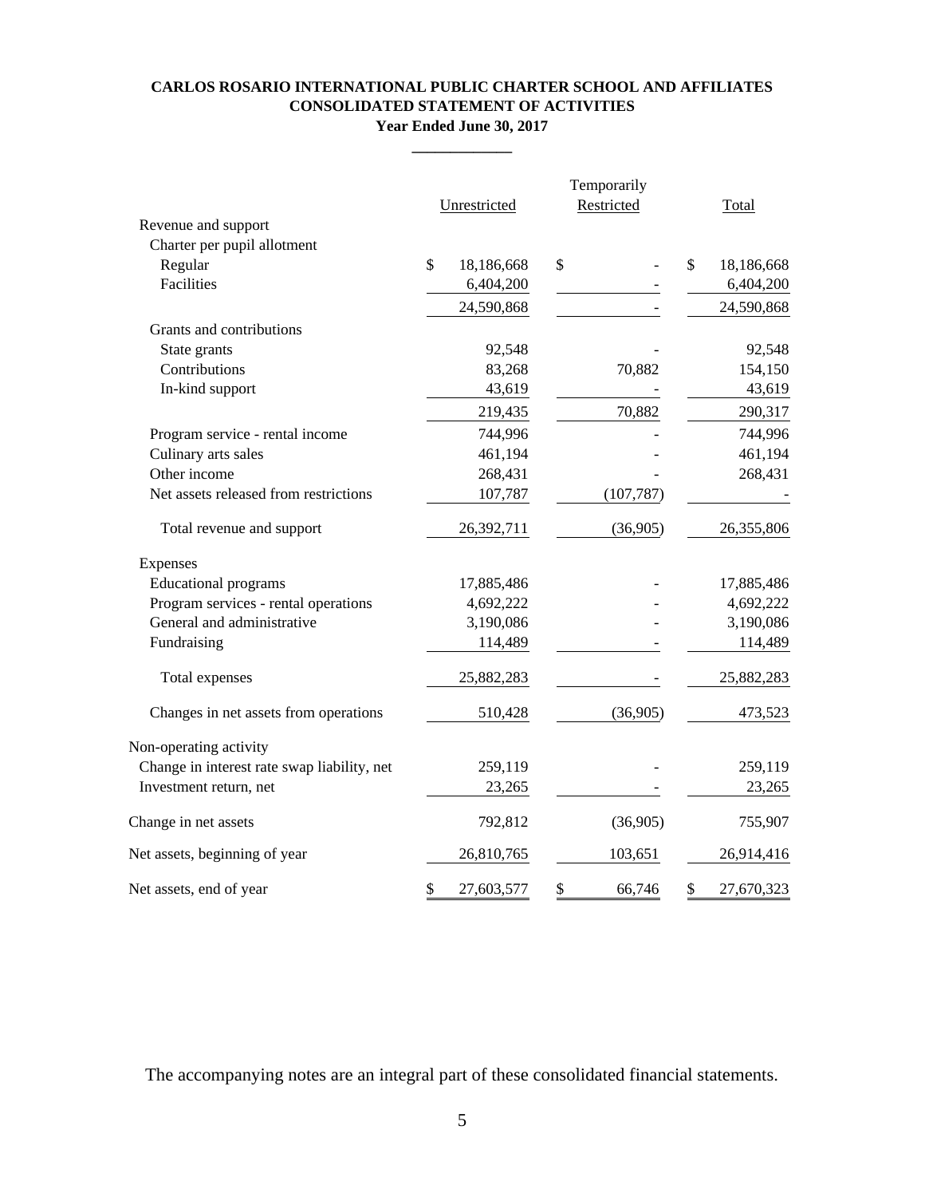**CARLOS ROSARIO INTERNATIONAL PUBLIC CHARTER SCHOOL AND AFFILIATES**
**CONSOLIDATED STATEMENT OF ACTIVITIES**
**Year Ended June 30, 2017**

| | Unrestricted | Temporarily Restricted | Total |
|---|---|---|---|
| Revenue and support | | | |
| Charter per pupil allotment | | | |
| Regular | $ 18,186,668 | $ - | $ 18,186,668 |
| Facilities | 6,404,200 | - | 6,404,200 |
| | 24,590,868 | - | 24,590,868 |
| Grants and contributions | | | |
| State grants | 92,548 | - | 92,548 |
| Contributions | 83,268 | 70,882 | 154,150 |
| In-kind support | 43,619 | - | 43,619 |
| | 219,435 | 70,882 | 290,317 |
| Program service - rental income | 744,996 | - | 744,996 |
| Culinary arts sales | 461,194 | - | 461,194 |
| Other income | 268,431 | - | 268,431 |
| Net assets released from restrictions | 107,787 | (107,787) | - |
| Total revenue and support | 26,392,711 | (36,905) | 26,355,806 |
| Expenses | | | |
| Educational programs | 17,885,486 | - | 17,885,486 |
| Program services - rental operations | 4,692,222 | - | 4,692,222 |
| General and administrative | 3,190,086 | - | 3,190,086 |
| Fundraising | 114,489 | - | 114,489 |
| Total expenses | 25,882,283 | - | 25,882,283 |
| Changes in net assets from operations | 510,428 | (36,905) | 473,523 |
| Non-operating activity | | | |
| Change in interest rate swap liability, net | 259,119 | - | 259,119 |
| Investment return, net | 23,265 | - | 23,265 |
| Change in net assets | 792,812 | (36,905) | 755,907 |
| Net assets, beginning of year | 26,810,765 | 103,651 | 26,914,416 |
| Net assets, end of year | $ 27,603,577 | $ 66,746 | $ 27,670,323 |

The accompanying notes are an integral part of these consolidated financial statements.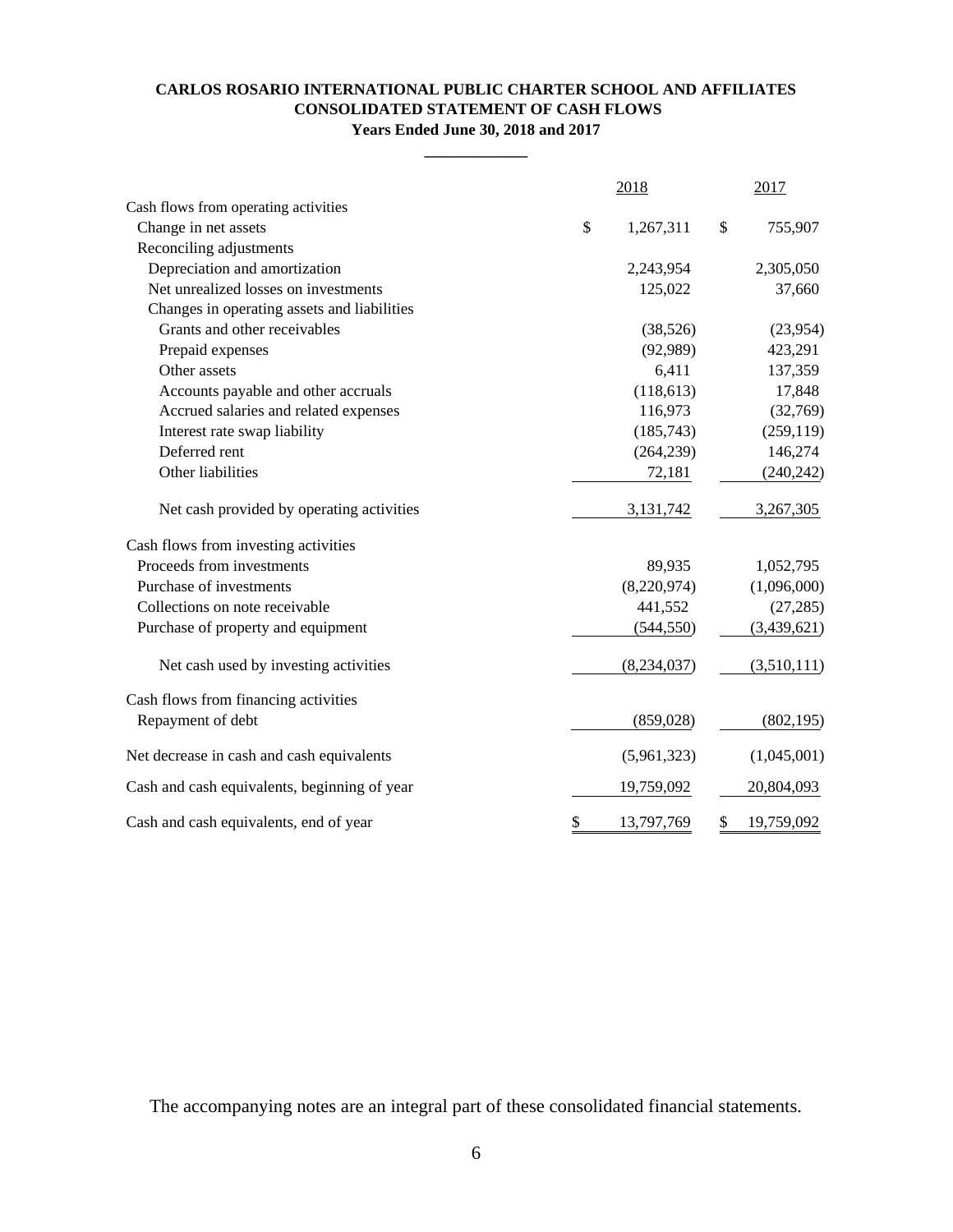**CARLOS ROSARIO INTERNATIONAL PUBLIC CHARTER SCHOOL AND AFFILIATES**
**CONSOLIDATED STATEMENT OF CASH FLOWS**
**Years Ended June 30, 2018 and 2017**

| | 2018 | 2017 |
|---|---|---|
| Cash flows from operating activities | | |
| Change in net assets | $ 1,267,311 | $ 755,907 |
| Reconciling adjustments | | |
| Depreciation and amortization | 2,243,954 | 2,305,050 |
| Net unrealized losses on investments | 125,022 | 37,660 |
| Changes in operating assets and liabilities | | |
| Grants and other receivables | (38,526) | (23,954) |
| Prepaid expenses | (92,989) | 423,291 |
| Other assets | 6,411 | 137,359 |
| Accounts payable and other accruals | (118,613) | 17,848 |
| Accrued salaries and related expenses | 116,973 | (32,769) |
| Interest rate swap liability | (185,743) | (259,119) |
| Deferred rent | (264,239) | 146,274 |
| Other liabilities | 72,181 | (240,242) |
| Net cash provided by operating activities | 3,131,742 | 3,267,305 |
| Cash flows from investing activities | | |
| Proceeds from investments | 89,935 | 1,052,795 |
| Purchase of investments | (8,220,974) | (1,096,000) |
| Collections on note receivable | 441,552 | (27,285) |
| Purchase of property and equipment | (544,550) | (3,439,621) |
| Net cash used by investing activities | (8,234,037) | (3,510,111) |
| Cash flows from financing activities | | |
| Repayment of debt | (859,028) | (802,195) |
| Net decrease in cash and cash equivalents | (5,961,323) | (1,045,001) |
| Cash and cash equivalents, beginning of year | 19,759,092 | 20,804,093 |
| Cash and cash equivalents, end of year | $ 13,797,769 | $ 19,759,092 |

The accompanying notes are an integral part of these consolidated financial statements.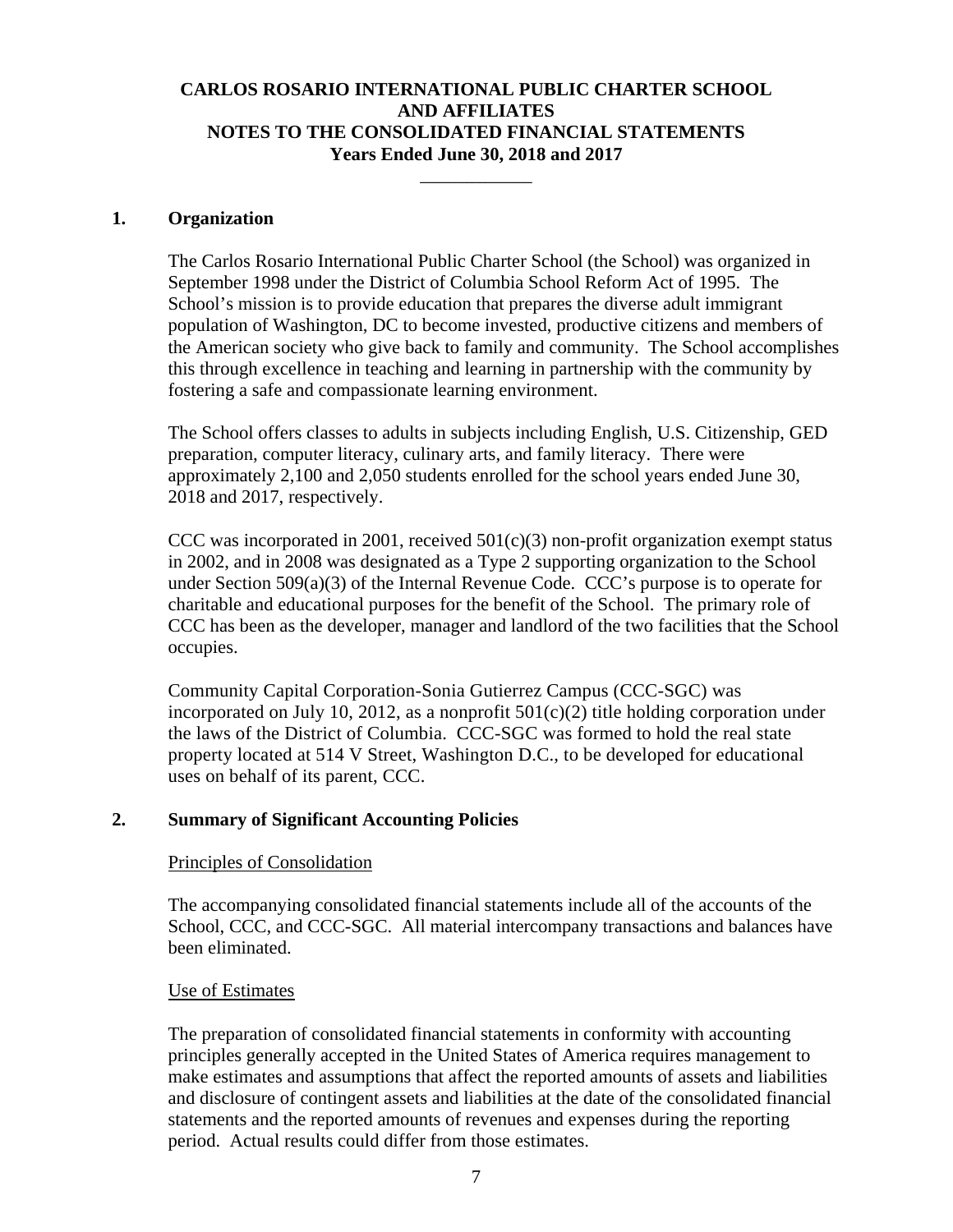# CARLOS ROSARIO INTERNATIONAL PUBLIC CHARTER SCHOOL AND AFFILIATES
# NOTES TO THE CONSOLIDATED FINANCIAL STATEMENTS
## Years Ended June 30, 2018 and 2017

---

## 1. Organization

The Carlos Rosario International Public Charter School (the School) was organized in September 1998 under the District of Columbia School Reform Act of 1995. The School's mission is to provide education that prepares the diverse adult immigrant population of Washington, DC to become invested, productive citizens and members of the American society who give back to family and community. The School accomplishes this through excellence in teaching and learning in partnership with the community by fostering a safe and compassionate learning environment.

The School offers classes to adults in subjects including English, U.S. Citizenship, GED preparation, computer literacy, culinary arts, and family literacy. There were approximately 2,100 and 2,050 students enrolled for the school years ended June 30, 2018 and 2017, respectively.

CCC was incorporated in 2001, received 501(c)(3) non-profit organization exempt status in 2002, and in 2008 was designated as a Type 2 supporting organization to the School under Section 509(a)(3) of the Internal Revenue Code. CCC's purpose is to operate for charitable and educational purposes for the benefit of the School. The primary role of CCC has been as the developer, manager and landlord of the two facilities that the School occupies.

Community Capital Corporation-Sonia Gutierrez Campus (CCC-SGC) was incorporated on July 10, 2012, as a nonprofit 501(c)(2) title holding corporation under the laws of the District of Columbia. CCC-SGC was formed to hold the real state property located at 514 V Street, Washington D.C., to be developed for educational uses on behalf of its parent, CCC.

## 2. Summary of Significant Accounting Policies

Principles of Consolidation

The accompanying consolidated financial statements include all of the accounts of the School, CCC, and CCC-SGC. All material intercompany transactions and balances have been eliminated.

Use of Estimates

The preparation of consolidated financial statements in conformity with accounting principles generally accepted in the United States of America requires management to make estimates and assumptions that affect the reported amounts of assets and liabilities and disclosure of contingent assets and liabilities at the date of the consolidated financial statements and the reported amounts of revenues and expenses during the reporting period. Actual results could differ from those estimates.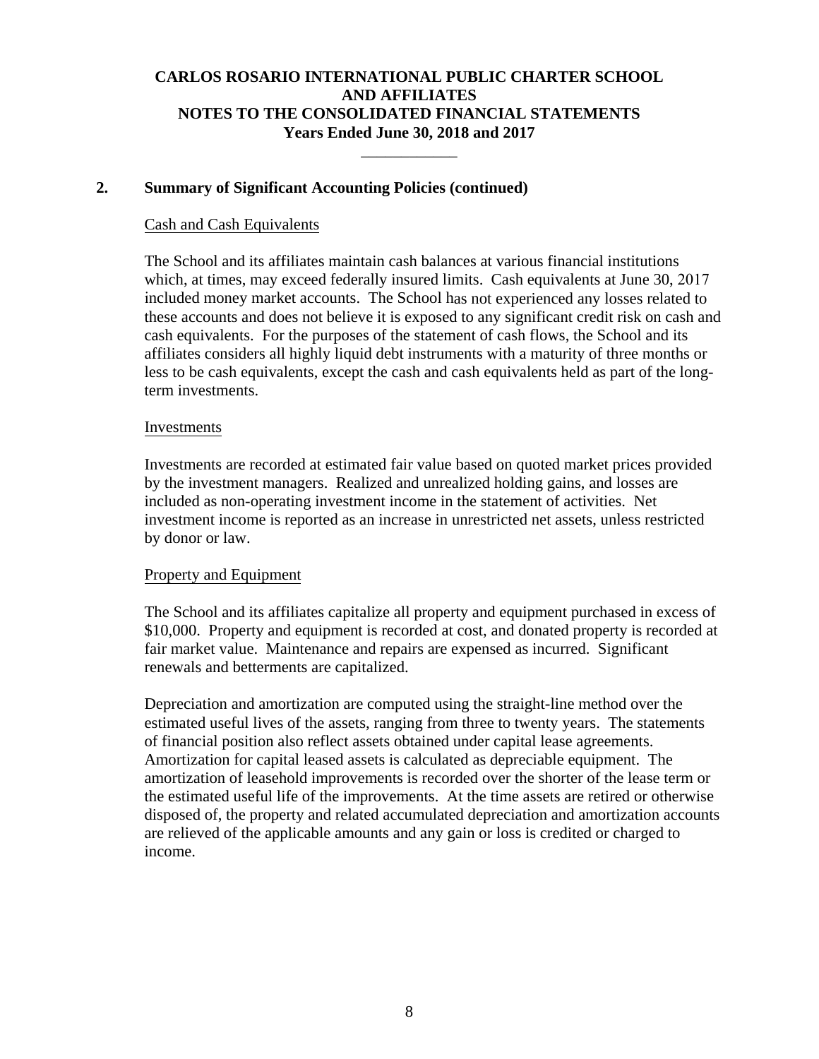## 2. Summary of Significant Accounting Policies (continued)

### Cash and Cash Equivalents

The School and its affiliates maintain cash balances at various financial institutions which, at times, may exceed federally insured limits. Cash equivalents at June 30, 2017 included money market accounts. The School has not experienced any losses related to these accounts and does not believe it is exposed to any significant credit risk on cash and cash equivalents. For the purposes of the statement of cash flows, the School and its affiliates considers all highly liquid debt instruments with a maturity of three months or less to be cash equivalents, except the cash and cash equivalents held as part of the long-term investments.

### Investments

Investments are recorded at estimated fair value based on quoted market prices provided by the investment managers. Realized and unrealized holding gains, and losses are included as non-operating investment income in the statement of activities. Net investment income is reported as an increase in unrestricted net assets, unless restricted by donor or law.

### Property and Equipment

The School and its affiliates capitalize all property and equipment purchased in excess of $10,000. Property and equipment is recorded at cost, and donated property is recorded at fair market value. Maintenance and repairs are expensed as incurred. Significant renewals and betterments are capitalized.

Depreciation and amortization are computed using the straight-line method over the estimated useful lives of the assets, ranging from three to twenty years. The statements of financial position also reflect assets obtained under capital lease agreements. Amortization for capital leased assets is calculated as depreciable equipment. The amortization of leasehold improvements is recorded over the shorter of the lease term or the estimated useful life of the improvements. At the time assets are retired or otherwise disposed of, the property and related accumulated depreciation and amortization accounts are relieved of the applicable amounts and any gain or loss is credited or charged to income.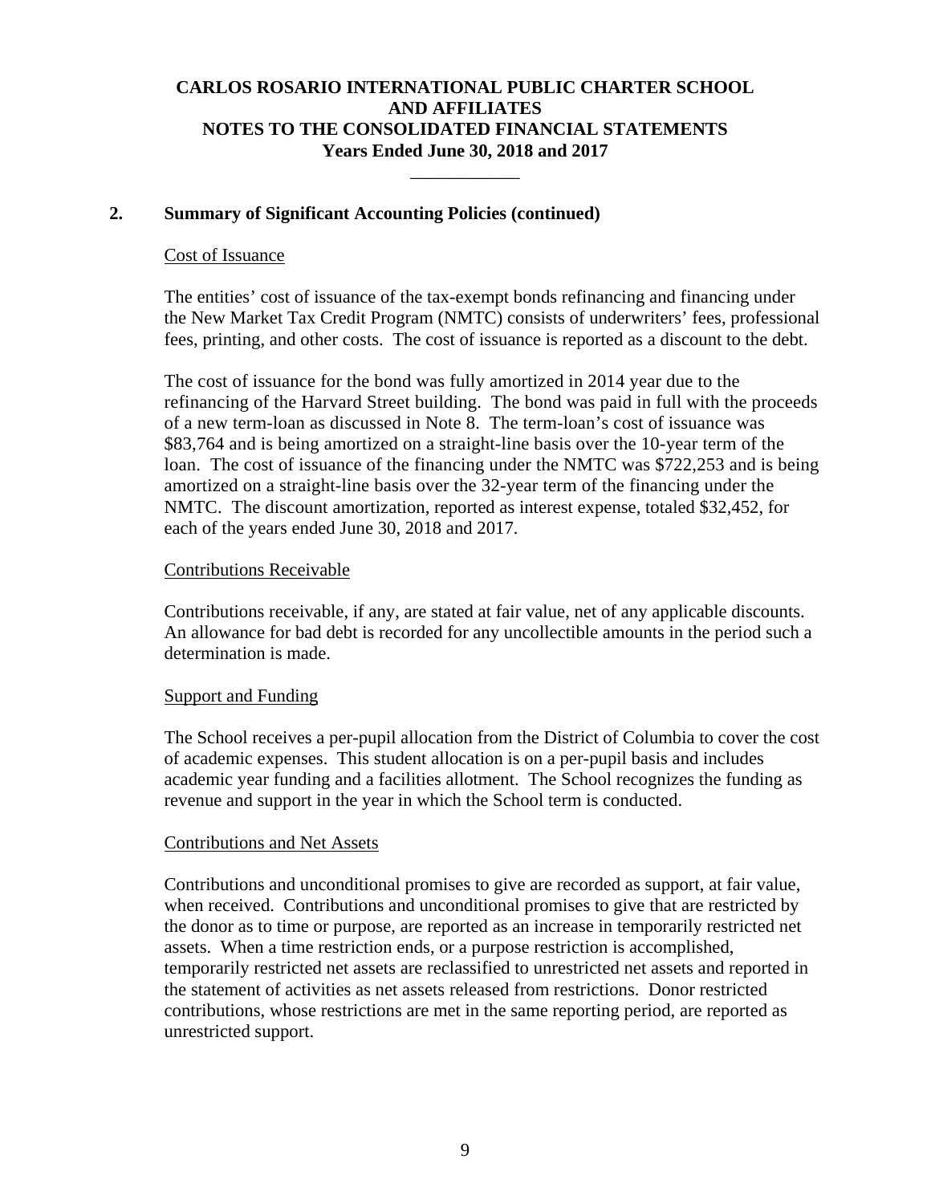## 2. Summary of Significant Accounting Policies (continued)

Cost of Issuance

The entities' cost of issuance of the tax-exempt bonds refinancing and financing under the New Market Tax Credit Program (NMTC) consists of underwriters' fees, professional fees, printing, and other costs. The cost of issuance is reported as a discount to the debt.

The cost of issuance for the bond was fully amortized in 2014 year due to the refinancing of the Harvard Street building. The bond was paid in full with the proceeds of a new term-loan as discussed in Note 8. The term-loan's cost of issuance was $83,764 and is being amortized on a straight-line basis over the 10-year term of the loan. The cost of issuance of the financing under the NMTC was $722,253 and is being amortized on a straight-line basis over the 32-year term of the financing under the NMTC. The discount amortization, reported as interest expense, totaled $32,452, for each of the years ended June 30, 2018 and 2017.

Contributions Receivable

Contributions receivable, if any, are stated at fair value, net of any applicable discounts. An allowance for bad debt is recorded for any uncollectible amounts in the period such a determination is made.

Support and Funding

The School receives a per-pupil allocation from the District of Columbia to cover the cost of academic expenses. This student allocation is on a per-pupil basis and includes academic year funding and a facilities allotment. The School recognizes the funding as revenue and support in the year in which the School term is conducted.

Contributions and Net Assets

Contributions and unconditional promises to give are recorded as support, at fair value, when received. Contributions and unconditional promises to give that are restricted by the donor as to time or purpose, are reported as an increase in temporarily restricted net assets. When a time restriction ends, or a purpose restriction is accomplished, temporarily restricted net assets are reclassified to unrestricted net assets and reported in the statement of activities as net assets released from restrictions. Donor restricted contributions, whose restrictions are met in the same reporting period, are reported as unrestricted support.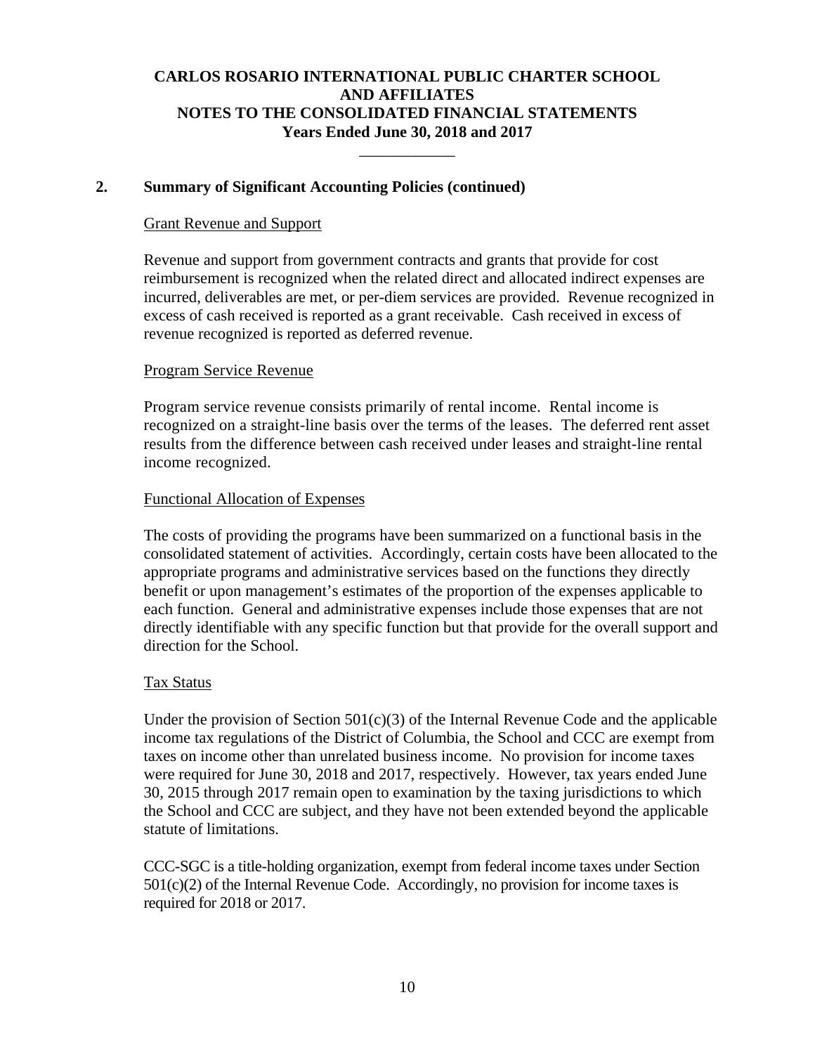## 2. Summary of Significant Accounting Policies (continued)

### Grant Revenue and Support

Revenue and support from government contracts and grants that provide for cost reimbursement is recognized when the related direct and allocated indirect expenses are incurred, deliverables are met, or per-diem services are provided. Revenue recognized in excess of cash received is reported as a grant receivable. Cash received in excess of revenue recognized is reported as deferred revenue.

### Program Service Revenue

Program service revenue consists primarily of rental income. Rental income is recognized on a straight-line basis over the terms of the leases. The deferred rent asset results from the difference between cash received under leases and straight-line rental income recognized.

### Functional Allocation of Expenses

The costs of providing the programs have been summarized on a functional basis in the consolidated statement of activities. Accordingly, certain costs have been allocated to the appropriate programs and administrative services based on the functions they directly benefit or upon management's estimates of the proportion of the expenses applicable to each function. General and administrative expenses include those expenses that are not directly identifiable with any specific function but that provide for the overall support and direction for the School.

### Tax Status

Under the provision of Section 501(c)(3) of the Internal Revenue Code and the applicable income tax regulations of the District of Columbia, the School and CCC are exempt from taxes on income other than unrelated business income. No provision for income taxes were required for June 30, 2018 and 2017, respectively. However, tax years ended June 30, 2015 through 2017 remain open to examination by the taxing jurisdictions to which the School and CCC are subject, and they have not been extended beyond the applicable statute of limitations.

CCC-SGC is a title-holding organization, exempt from federal income taxes under Section 501(c)(2) of the Internal Revenue Code. Accordingly, no provision for income taxes is required for 2018 or 2017.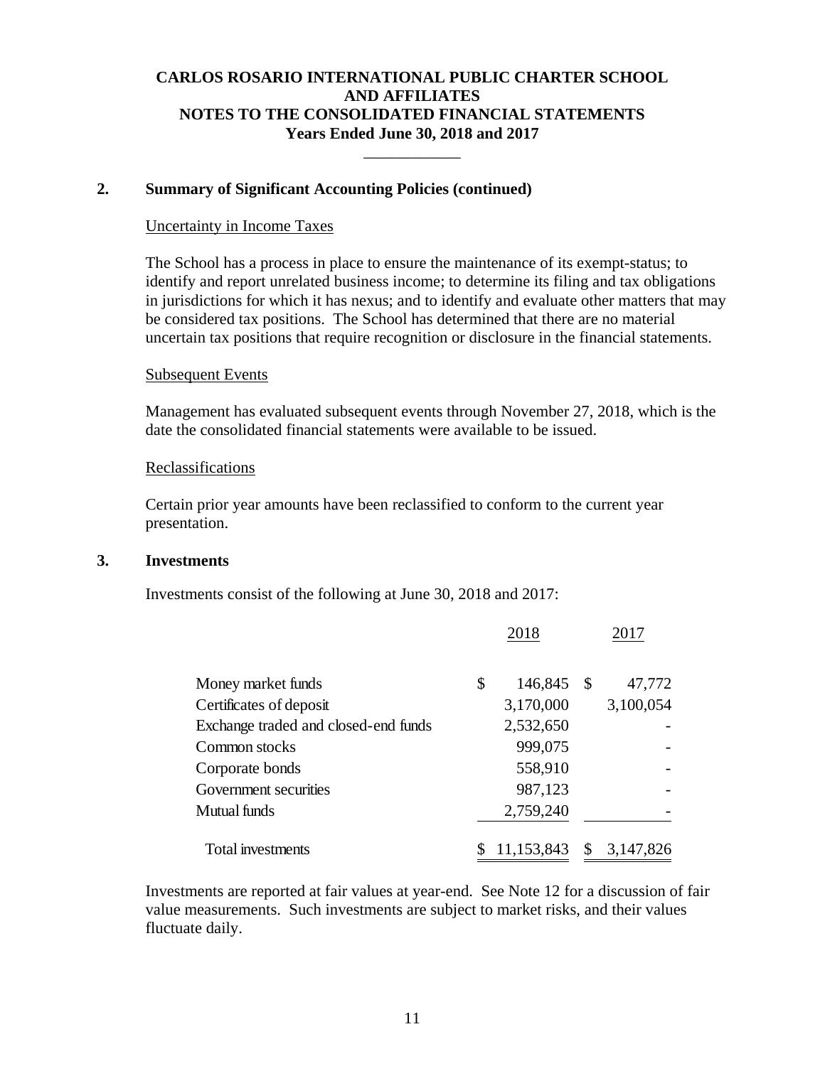## 2. Summary of Significant Accounting Policies (continued)

Uncertainty in Income Taxes

The School has a process in place to ensure the maintenance of its exempt-status; to identify and report unrelated business income; to determine its filing and tax obligations in jurisdictions for which it has nexus; and to identify and evaluate other matters that may be considered tax positions. The School has determined that there are no material uncertain tax positions that require recognition or disclosure in the financial statements.

Subsequent Events

Management has evaluated subsequent events through November 27, 2018, which is the date the consolidated financial statements were available to be issued.

Reclassifications

Certain prior year amounts have been reclassified to conform to the current year presentation.

## 3. Investments

Investments consist of the following at June 30, 2018 and 2017:

| | 2018 | 2017 |
|---|---|---|
| Money market funds | $ 146,845 | $ 47,772 |
| Certificates of deposit | 3,170,000 | 3,100,054 |
| Exchange traded and closed-end funds | 2,532,650 | - |
| Common stocks | 999,075 | - |
| Corporate bonds | 558,910 | - |
| Government securities | 987,123 | - |
| Mutual funds | 2,759,240 | - |
| Total investments | $ 11,153,843 | $ 3,147,826 |

Investments are reported at fair values at year-end. See Note 12 for a discussion of fair value measurements. Such investments are subject to market risks, and their values fluctuate daily.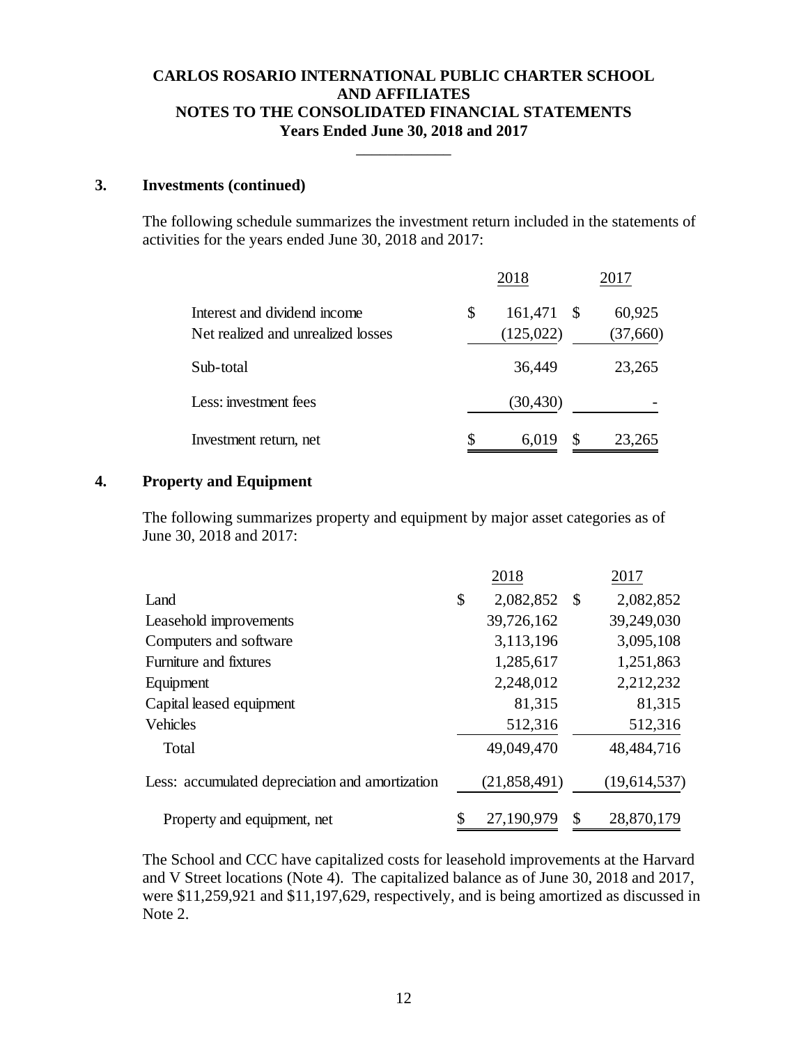**CARLOS ROSARIO INTERNATIONAL PUBLIC CHARTER SCHOOL AND AFFILIATES**
**NOTES TO THE CONSOLIDATED FINANCIAL STATEMENTS**
**Years Ended June 30, 2018 and 2017**

## 3. Investments (continued)

The following schedule summarizes the investment return included in the statements of activities for the years ended June 30, 2018 and 2017:

| | 2018 | 2017 |
|---|---|---|
| Interest and dividend income | $ 161,471 | $ 60,925 |
| Net realized and unrealized losses | (125,022) | (37,660) |
| Sub-total | 36,449 | 23,265 |
| Less: investment fees | (30,430) | - |
| Investment return, net | $ 6,019 | $ 23,265 |

## 4. Property and Equipment

The following summarizes property and equipment by major asset categories as of June 30, 2018 and 2017:

| | 2018 | 2017 |
|---|---|---|
| Land | $ 2,082,852 | $ 2,082,852 |
| Leasehold improvements | 39,726,162 | 39,249,030 |
| Computers and software | 3,113,196 | 3,095,108 |
| Furniture and fixtures | 1,285,617 | 1,251,863 |
| Equipment | 2,248,012 | 2,212,232 |
| Capital leased equipment | 81,315 | 81,315 |
| Vehicles | 512,316 | 512,316 |
| Total | 49,049,470 | 48,484,716 |
| Less: accumulated depreciation and amortization | (21,858,491) | (19,614,537) |
| Property and equipment, net | $ 27,190,979 | $ 28,870,179 |

The School and CCC have capitalized costs for leasehold improvements at the Harvard and V Street locations (Note 4). The capitalized balance as of June 30, 2018 and 2017, were $11,259,921 and $11,197,629, respectively, and is being amortized as discussed in Note 2.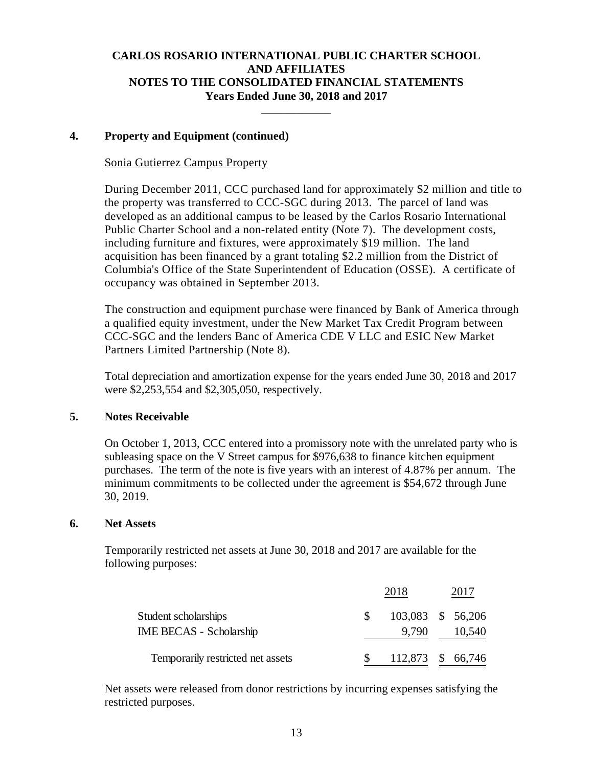## 4. Property and Equipment (continued)

Sonia Gutierrez Campus Property

During December 2011, CCC purchased land for approximately $2 million and title to the property was transferred to CCC-SGC during 2013. The parcel of land was developed as an additional campus to be leased by the Carlos Rosario International Public Charter School and a non-related entity (Note 7). The development costs, including furniture and fixtures, were approximately $19 million. The land acquisition has been financed by a grant totaling $2.2 million from the District of Columbia's Office of the State Superintendent of Education (OSSE). A certificate of occupancy was obtained in September 2013.

The construction and equipment purchase were financed by Bank of America through a qualified equity investment, under the New Market Tax Credit Program between CCC-SGC and the lenders Banc of America CDE V LLC and ESIC New Market Partners Limited Partnership (Note 8).

Total depreciation and amortization expense for the years ended June 30, 2018 and 2017 were $2,253,554 and $2,305,050, respectively.

## 5. Notes Receivable

On October 1, 2013, CCC entered into a promissory note with the unrelated party who is subleasing space on the V Street campus for $976,638 to finance kitchen equipment purchases. The term of the note is five years with an interest of 4.87% per annum. The minimum commitments to be collected under the agreement is $54,672 through June 30, 2019.

## 6. Net Assets

Temporarily restricted net assets at June 30, 2018 and 2017 are available for the following purposes:

| | 2018 | 2017 |
|---|---|---|
| Student scholarships | $ 103,083 | $ 56,206 |
| IME BECAS - Scholarship | 9,790 | 10,540 |
| Temporarily restricted net assets | $ 112,873 | $ 66,746 |

Net assets were released from donor restrictions by incurring expenses satisfying the restricted purposes.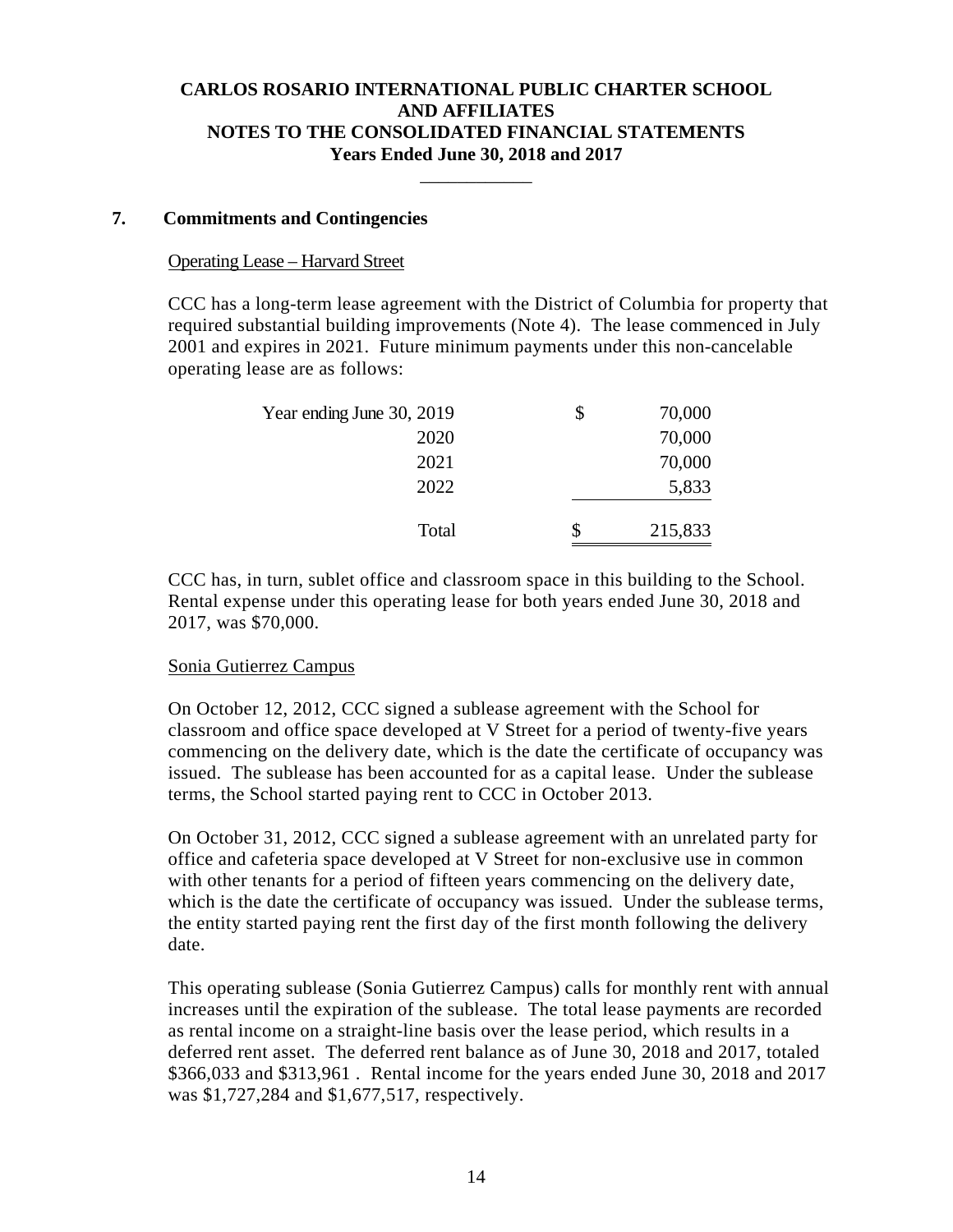# CARLOS ROSARIO INTERNATIONAL PUBLIC CHARTER SCHOOL AND AFFILIATES
## NOTES TO THE CONSOLIDATED FINANCIAL STATEMENTS
### Years Ended June 30, 2018 and 2017

## 7. Commitments and Contingencies

Operating Lease – Harvard Street

CCC has a long-term lease agreement with the District of Columbia for property that required substantial building improvements (Note 4). The lease commenced in July 2001 and expires in 2021. Future minimum payments under this non-cancelable operating lease are as follows:

| | | |
|---|---|---|
| Year ending June 30, 2019 | $ | 70,000 |
| 2020 | | 70,000 |
| 2021 | | 70,000 |
| 2022 | | 5,833 |
| Total | $ | 215,833 |

CCC has, in turn, sublet office and classroom space in this building to the School. Rental expense under this operating lease for both years ended June 30, 2018 and 2017, was $70,000.

Sonia Gutierrez Campus

On October 12, 2012, CCC signed a sublease agreement with the School for classroom and office space developed at V Street for a period of twenty-five years commencing on the delivery date, which is the date the certificate of occupancy was issued. The sublease has been accounted for as a capital lease. Under the sublease terms, the School started paying rent to CCC in October 2013.

On October 31, 2012, CCC signed a sublease agreement with an unrelated party for office and cafeteria space developed at V Street for non-exclusive use in common with other tenants for a period of fifteen years commencing on the delivery date, which is the date the certificate of occupancy was issued. Under the sublease terms, the entity started paying rent the first day of the first month following the delivery date.

This operating sublease (Sonia Gutierrez Campus) calls for monthly rent with annual increases until the expiration of the sublease. The total lease payments are recorded as rental income on a straight-line basis over the lease period, which results in a deferred rent asset. The deferred rent balance as of June 30, 2018 and 2017, totaled $366,033 and $313,961 . Rental income for the years ended June 30, 2018 and 2017 was $1,727,284 and $1,677,517, respectively.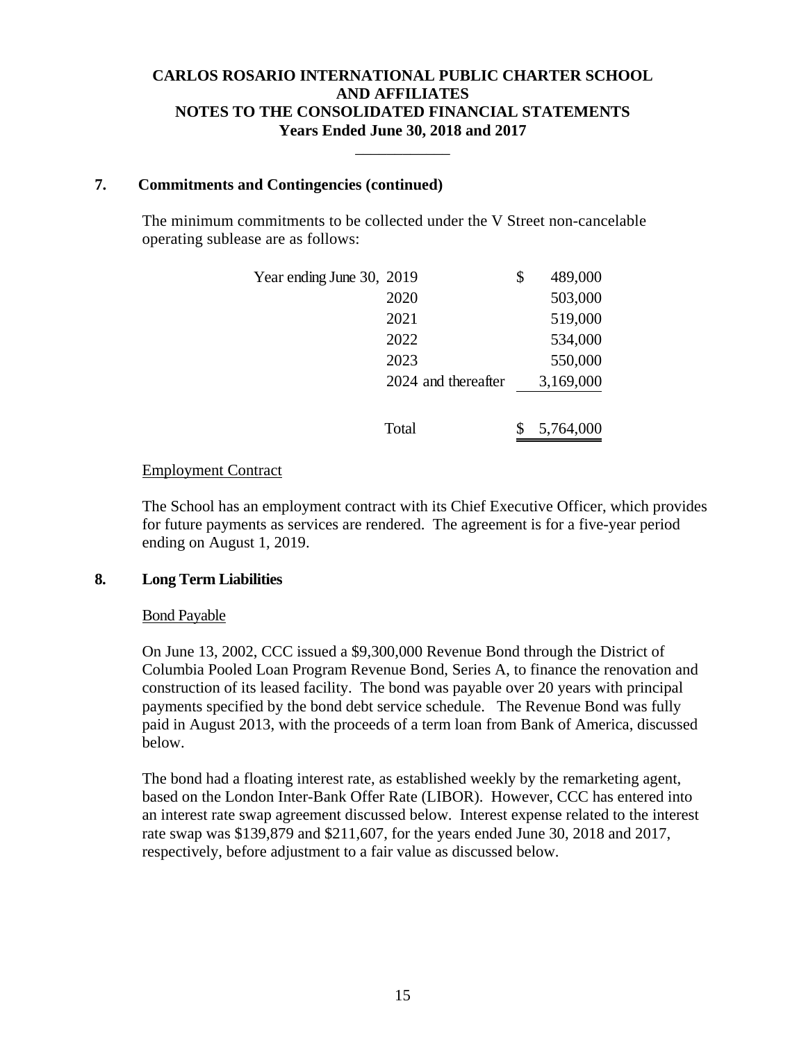## 7. Commitments and Contingencies (continued)

The minimum commitments to be collected under the V Street non-cancelable operating sublease are as follows:

| Year ending June 30, | | Amount |
|---|---|---|
| | 2019 | $ 489,000 |
| | 2020 | 503,000 |
| | 2021 | 519,000 |
| | 2022 | 534,000 |
| | 2023 | 550,000 |
| | 2024 and thereafter | 3,169,000 |
| | Total | $ 5,764,000 |

Employment Contract

The School has an employment contract with its Chief Executive Officer, which provides for future payments as services are rendered. The agreement is for a five-year period ending on August 1, 2019.

## 8. Long Term Liabilities

Bond Payable

On June 13, 2002, CCC issued a $9,300,000 Revenue Bond through the District of Columbia Pooled Loan Program Revenue Bond, Series A, to finance the renovation and construction of its leased facility. The bond was payable over 20 years with principal payments specified by the bond debt service schedule. The Revenue Bond was fully paid in August 2013, with the proceeds of a term loan from Bank of America, discussed below.

The bond had a floating interest rate, as established weekly by the remarketing agent, based on the London Inter-Bank Offer Rate (LIBOR). However, CCC has entered into an interest rate swap agreement discussed below. Interest expense related to the interest rate swap was $139,879 and $211,607, for the years ended June 30, 2018 and 2017, respectively, before adjustment to a fair value as discussed below.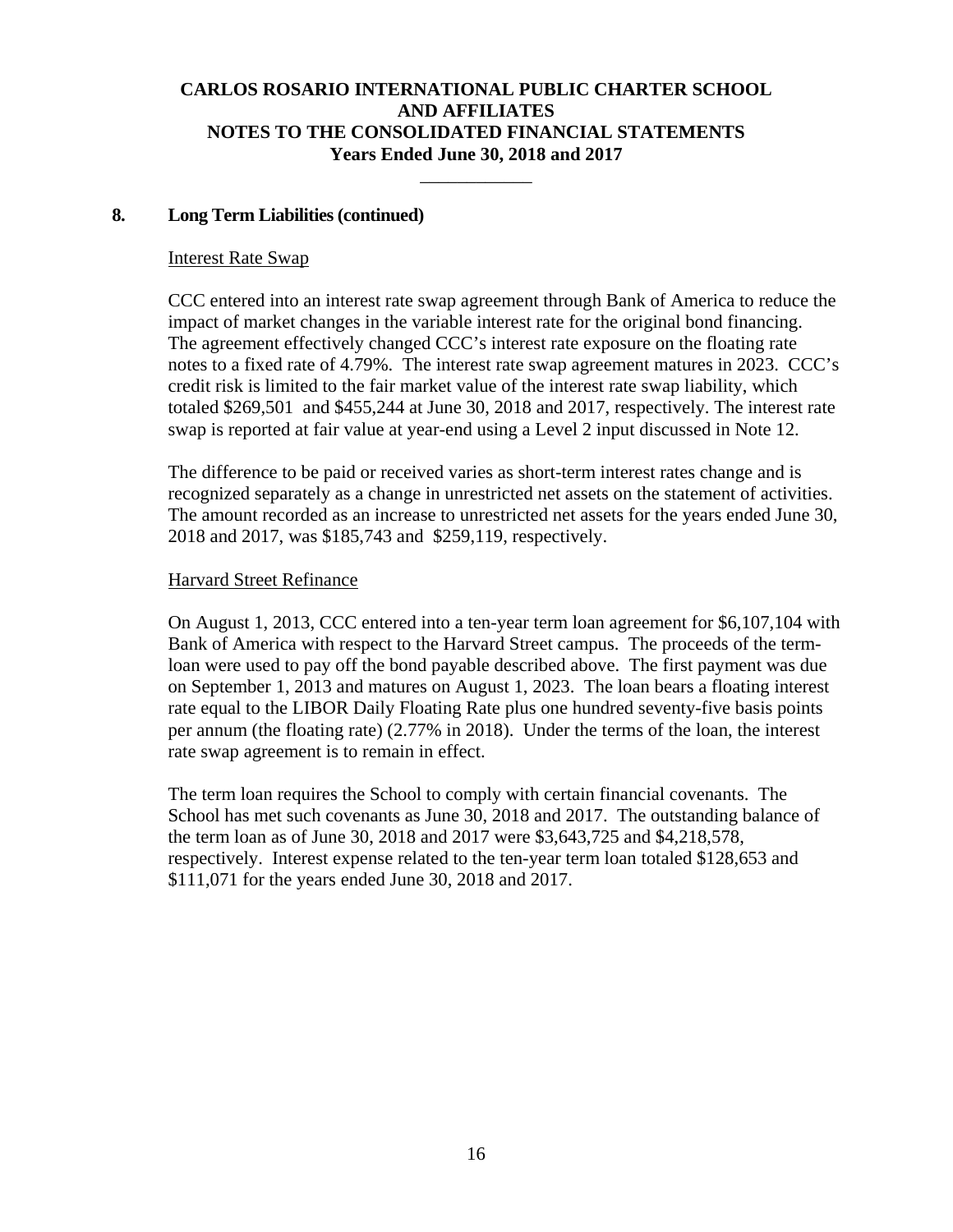## 8. Long Term Liabilities (continued)

Interest Rate Swap

CCC entered into an interest rate swap agreement through Bank of America to reduce the impact of market changes in the variable interest rate for the original bond financing. The agreement effectively changed CCC's interest rate exposure on the floating rate notes to a fixed rate of 4.79%. The interest rate swap agreement matures in 2023. CCC's credit risk is limited to the fair market value of the interest rate swap liability, which totaled $269,501 and $455,244 at June 30, 2018 and 2017, respectively. The interest rate swap is reported at fair value at year-end using a Level 2 input discussed in Note 12.

The difference to be paid or received varies as short-term interest rates change and is recognized separately as a change in unrestricted net assets on the statement of activities. The amount recorded as an increase to unrestricted net assets for the years ended June 30, 2018 and 2017, was $185,743 and $259,119, respectively.

Harvard Street Refinance

On August 1, 2013, CCC entered into a ten-year term loan agreement for $6,107,104 with Bank of America with respect to the Harvard Street campus. The proceeds of the term-loan were used to pay off the bond payable described above. The first payment was due on September 1, 2013 and matures on August 1, 2023. The loan bears a floating interest rate equal to the LIBOR Daily Floating Rate plus one hundred seventy-five basis points per annum (the floating rate) (2.77% in 2018). Under the terms of the loan, the interest rate swap agreement is to remain in effect.

The term loan requires the School to comply with certain financial covenants. The School has met such covenants as June 30, 2018 and 2017. The outstanding balance of the term loan as of June 30, 2018 and 2017 were $3,643,725 and $4,218,578, respectively. Interest expense related to the ten-year term loan totaled $128,653 and $111,071 for the years ended June 30, 2018 and 2017.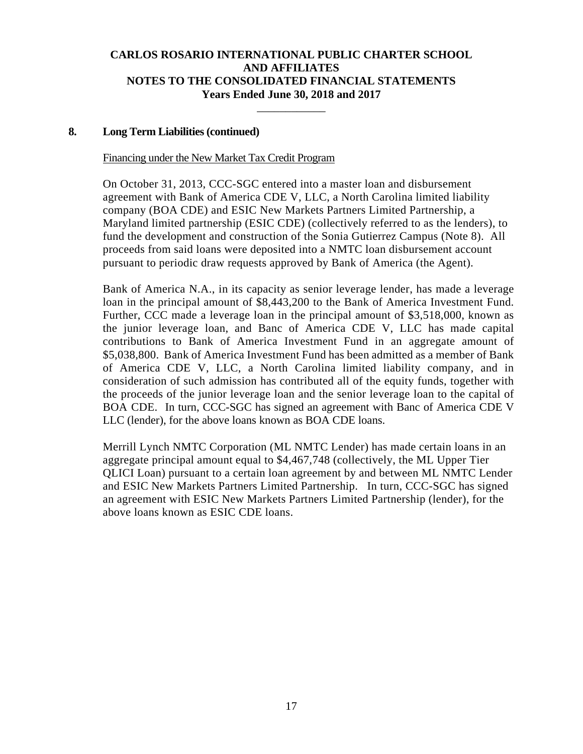## 8. Long Term Liabilities (continued)

Financing under the New Market Tax Credit Program

On October 31, 2013, CCC-SGC entered into a master loan and disbursement agreement with Bank of America CDE V, LLC, a North Carolina limited liability company (BOA CDE) and ESIC New Markets Partners Limited Partnership, a Maryland limited partnership (ESIC CDE) (collectively referred to as the lenders), to fund the development and construction of the Sonia Gutierrez Campus (Note 8). All proceeds from said loans were deposited into a NMTC loan disbursement account pursuant to periodic draw requests approved by Bank of America (the Agent).

Bank of America N.A., in its capacity as senior leverage lender, has made a leverage loan in the principal amount of $8,443,200 to the Bank of America Investment Fund. Further, CCC made a leverage loan in the principal amount of $3,518,000, known as the junior leverage loan, and Banc of America CDE V, LLC has made capital contributions to Bank of America Investment Fund in an aggregate amount of $5,038,800. Bank of America Investment Fund has been admitted as a member of Bank of America CDE V, LLC, a North Carolina limited liability company, and in consideration of such admission has contributed all of the equity funds, together with the proceeds of the junior leverage loan and the senior leverage loan to the capital of BOA CDE. In turn, CCC-SGC has signed an agreement with Banc of America CDE V LLC (lender), for the above loans known as BOA CDE loans.

Merrill Lynch NMTC Corporation (ML NMTC Lender) has made certain loans in an aggregate principal amount equal to $4,467,748 (collectively, the ML Upper Tier QLICI Loan) pursuant to a certain loan agreement by and between ML NMTC Lender and ESIC New Markets Partners Limited Partnership. In turn, CCC-SGC has signed an agreement with ESIC New Markets Partners Limited Partnership (lender), for the above loans known as ESIC CDE loans.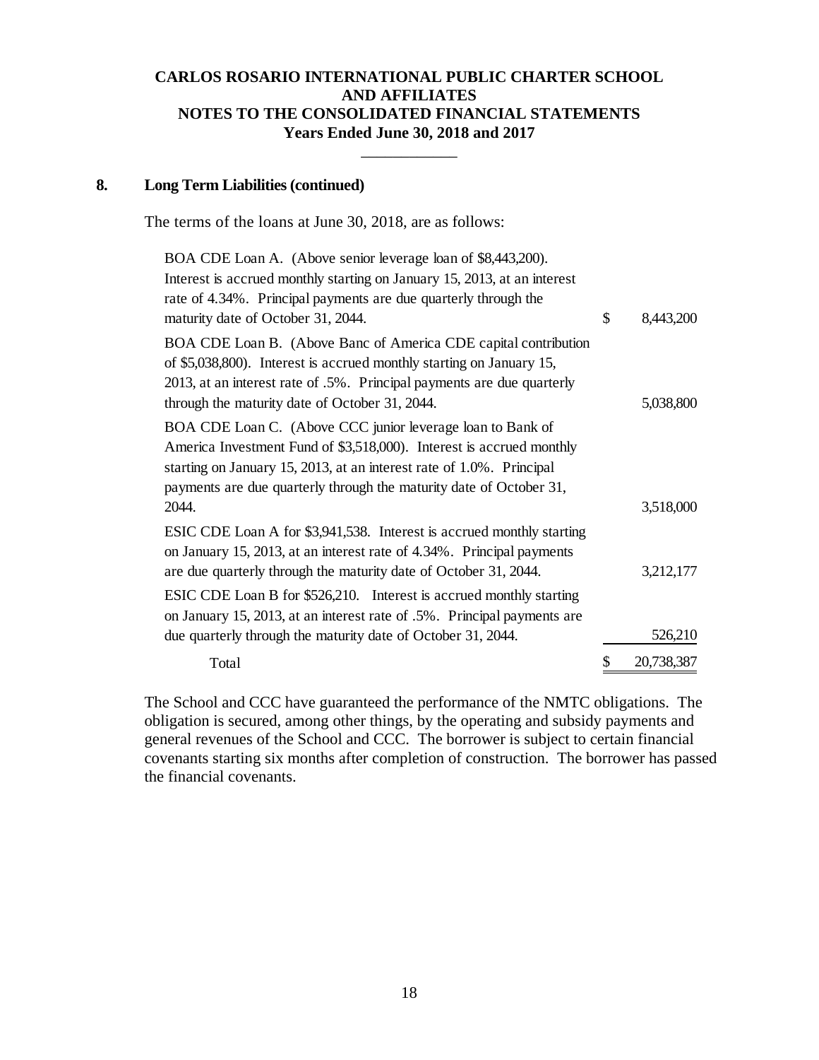## 8. Long Term Liabilities (continued)

The terms of the loans at June 30, 2018, are as follows:

| | | |
|---|---|---|
| BOA CDE Loan A. (Above senior leverage loan of $8,443,200). Interest is accrued monthly starting on January 15, 2013, at an interest rate of 4.34%. Principal payments are due quarterly through the maturity date of October 31, 2044. | $ | 8,443,200 |
| BOA CDE Loan B. (Above Banc of America CDE capital contribution of $5,038,800). Interest is accrued monthly starting on January 15, 2013, at an interest rate of .5%. Principal payments are due quarterly through the maturity date of October 31, 2044. | | 5,038,800 |
| BOA CDE Loan C. (Above CCC junior leverage loan to Bank of America Investment Fund of $3,518,000). Interest is accrued monthly starting on January 15, 2013, at an interest rate of 1.0%. Principal payments are due quarterly through the maturity date of October 31, 2044. | | 3,518,000 |
| ESIC CDE Loan A for $3,941,538. Interest is accrued monthly starting on January 15, 2013, at an interest rate of 4.34%. Principal payments are due quarterly through the maturity date of October 31, 2044. | | 3,212,177 |
| ESIC CDE Loan B for $526,210. Interest is accrued monthly starting on January 15, 2013, at an interest rate of .5%. Principal payments are due quarterly through the maturity date of October 31, 2044. | | 526,210 |
| Total | $ | 20,738,387 |

The School and CCC have guaranteed the performance of the NMTC obligations. The obligation is secured, among other things, by the operating and subsidy payments and general revenues of the School and CCC. The borrower is subject to certain financial covenants starting six months after completion of construction. The borrower has passed the financial covenants.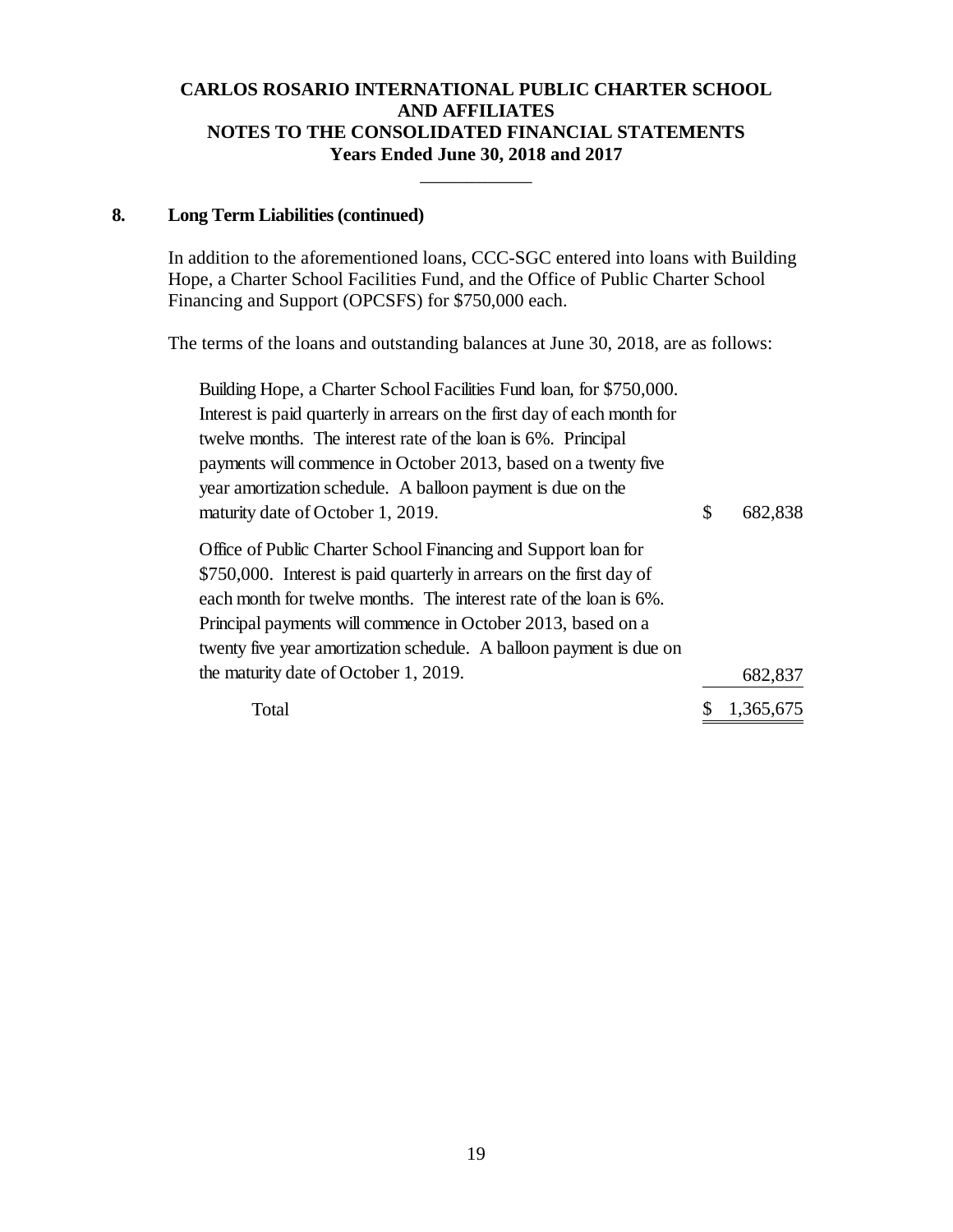## 8. Long Term Liabilities (continued)

In addition to the aforementioned loans, CCC-SGC entered into loans with Building Hope, a Charter School Facilities Fund, and the Office of Public Charter School Financing and Support (OPCSFS) for $750,000 each.

The terms of the loans and outstanding balances at June 30, 2018, are as follows:

| | |
|---|---|
| Building Hope, a Charter School Facilities Fund loan, for $750,000. Interest is paid quarterly in arrears on the first day of each month for twelve months. The interest rate of the loan is 6%. Principal payments will commence in October 2013, based on a twenty five year amortization schedule. A balloon payment is due on the maturity date of October 1, 2019. | $ 682,838 |
| Office of Public Charter School Financing and Support loan for $750,000. Interest is paid quarterly in arrears on the first day of each month for twelve months. The interest rate of the loan is 6%. Principal payments will commence in October 2013, based on a twenty five year amortization schedule. A balloon payment is due on the maturity date of October 1, 2019. | 682,837 |
| Total | $ 1,365,675 |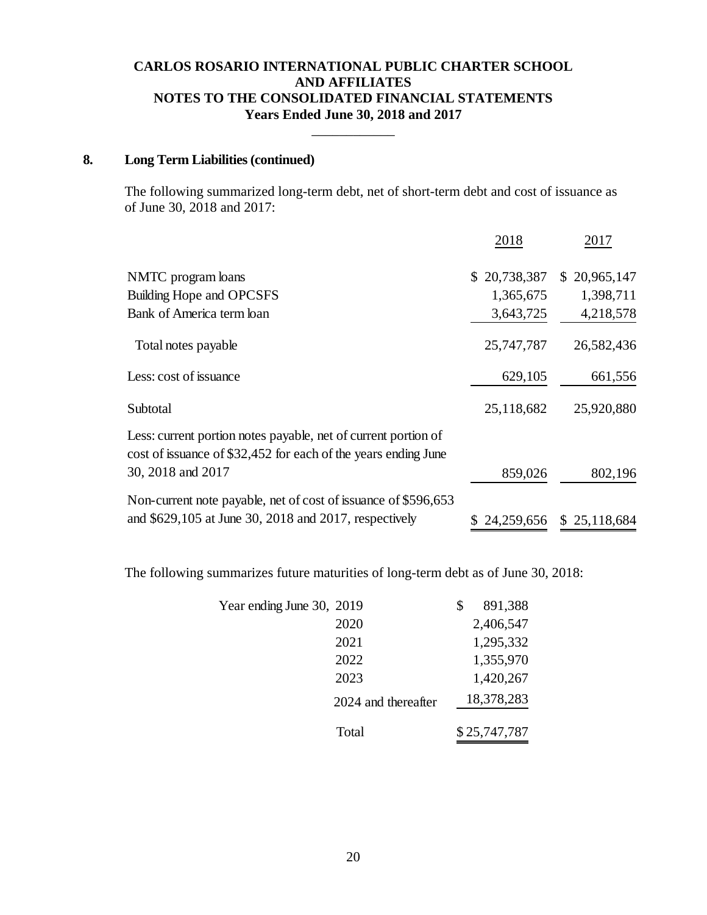**CARLOS ROSARIO INTERNATIONAL PUBLIC CHARTER SCHOOL**
**AND AFFILIATES**
**NOTES TO THE CONSOLIDATED FINANCIAL STATEMENTS**
**Years Ended June 30, 2018 and 2017**

## 8. Long Term Liabilities (continued)

The following summarized long-term debt, net of short-term debt and cost of issuance as of June 30, 2018 and 2017:

| | 2018 | 2017 |
|---|---|---|
| NMTC program loans | $ 20,738,387 | $ 20,965,147 |
| Building Hope and OPCSFS | 1,365,675 | 1,398,711 |
| Bank of America term loan | 3,643,725 | 4,218,578 |
| Total notes payable | 25,747,787 | 26,582,436 |
| Less: cost of issuance | 629,105 | 661,556 |
| Subtotal | 25,118,682 | 25,920,880 |
| Less: current portion notes payable, net of current portion of cost of issuance of $32,452 for each of the years ending June 30, 2018 and 2017 | 859,026 | 802,196 |
| Non-current note payable, net of cost of issuance of $596,653 and $629,105 at June 30, 2018 and 2017, respectively | $ 24,259,656 | $ 25,118,684 |

The following summarizes future maturities of long-term debt as of June 30, 2018:

| Year ending June 30, | | Amount |
|---|---|---|
| | 2019 | $ 891,388 |
| | 2020 | 2,406,547 |
| | 2021 | 1,295,332 |
| | 2022 | 1,355,970 |
| | 2023 | 1,420,267 |
| | 2024 and thereafter | 18,378,283 |
| | Total | $ 25,747,787 |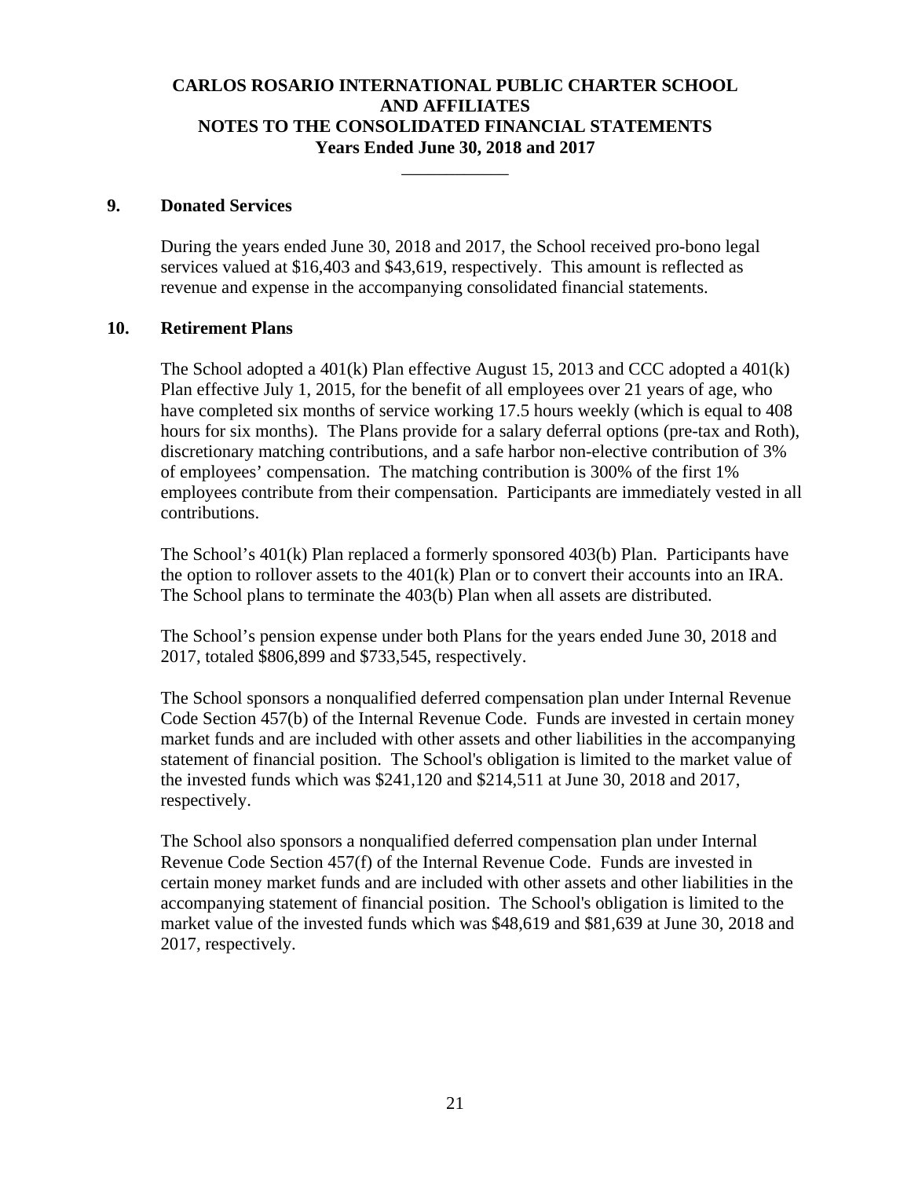# CARLOS ROSARIO INTERNATIONAL PUBLIC CHARTER SCHOOL AND AFFILIATES
# NOTES TO THE CONSOLIDATED FINANCIAL STATEMENTS
# Years Ended June 30, 2018 and 2017

## 9. Donated Services

During the years ended June 30, 2018 and 2017, the School received pro-bono legal services valued at $16,403 and $43,619, respectively. This amount is reflected as revenue and expense in the accompanying consolidated financial statements.

## 10. Retirement Plans

The School adopted a 401(k) Plan effective August 15, 2013 and CCC adopted a 401(k) Plan effective July 1, 2015, for the benefit of all employees over 21 years of age, who have completed six months of service working 17.5 hours weekly (which is equal to 408 hours for six months). The Plans provide for a salary deferral options (pre-tax and Roth), discretionary matching contributions, and a safe harbor non-elective contribution of 3% of employees' compensation. The matching contribution is 300% of the first 1% employees contribute from their compensation. Participants are immediately vested in all contributions.

The School's 401(k) Plan replaced a formerly sponsored 403(b) Plan. Participants have the option to rollover assets to the 401(k) Plan or to convert their accounts into an IRA. The School plans to terminate the 403(b) Plan when all assets are distributed.

The School's pension expense under both Plans for the years ended June 30, 2018 and 2017, totaled $806,899 and $733,545, respectively.

The School sponsors a nonqualified deferred compensation plan under Internal Revenue Code Section 457(b) of the Internal Revenue Code. Funds are invested in certain money market funds and are included with other assets and other liabilities in the accompanying statement of financial position. The School's obligation is limited to the market value of the invested funds which was $241,120 and $214,511 at June 30, 2018 and 2017, respectively.

The School also sponsors a nonqualified deferred compensation plan under Internal Revenue Code Section 457(f) of the Internal Revenue Code. Funds are invested in certain money market funds and are included with other assets and other liabilities in the accompanying statement of financial position. The School's obligation is limited to the market value of the invested funds which was $48,619 and $81,639 at June 30, 2018 and 2017, respectively.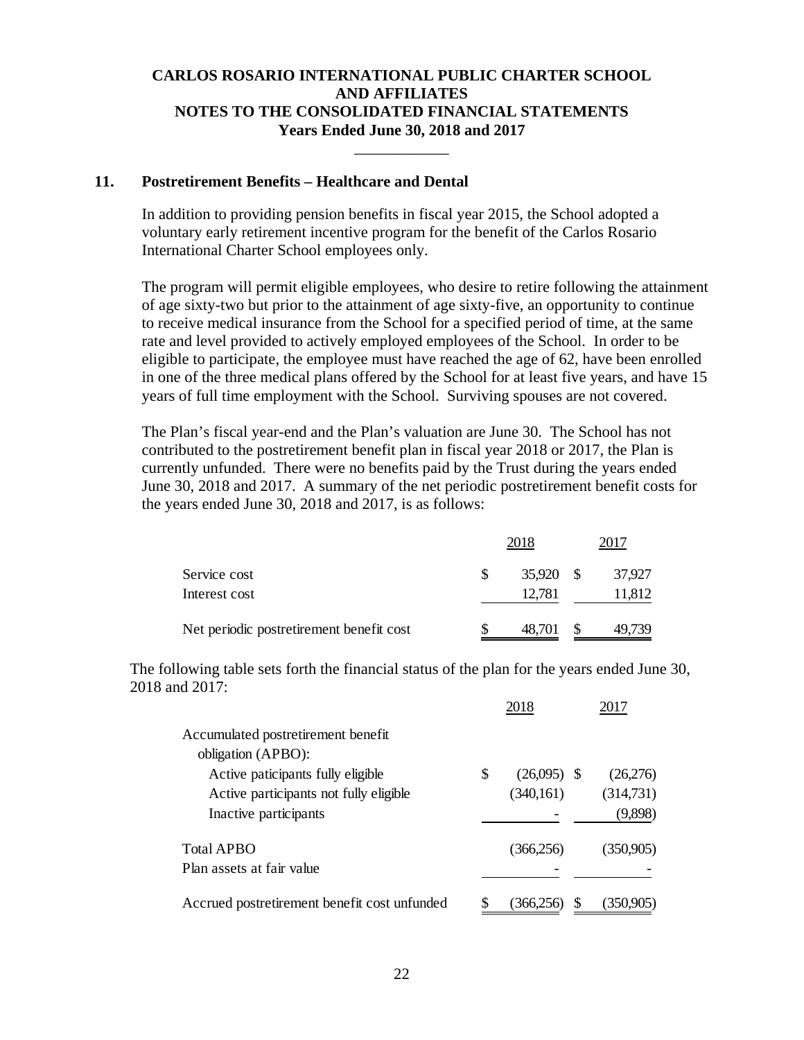# CARLOS ROSARIO INTERNATIONAL PUBLIC CHARTER SCHOOL AND AFFILIATES
# NOTES TO THE CONSOLIDATED FINANCIAL STATEMENTS
# Years Ended June 30, 2018 and 2017

## 11. Postretirement Benefits – Healthcare and Dental

In addition to providing pension benefits in fiscal year 2015, the School adopted a voluntary early retirement incentive program for the benefit of the Carlos Rosario International Charter School employees only.

The program will permit eligible employees, who desire to retire following the attainment of age sixty-two but prior to the attainment of age sixty-five, an opportunity to continue to receive medical insurance from the School for a specified period of time, at the same rate and level provided to actively employed employees of the School. In order to be eligible to participate, the employee must have reached the age of 62, have been enrolled in one of the three medical plans offered by the School for at least five years, and have 15 years of full time employment with the School. Surviving spouses are not covered.

The Plan's fiscal year-end and the Plan's valuation are June 30. The School has not contributed to the postretirement benefit plan in fiscal year 2018 or 2017, the Plan is currently unfunded. There were no benefits paid by the Trust during the years ended June 30, 2018 and 2017. A summary of the net periodic postretirement benefit costs for the years ended June 30, 2018 and 2017, is as follows:

| | 2018 | 2017 |
|---|---|---|
| Service cost | $ 35,920 | $ 37,927 |
| Interest cost | 12,781 | 11,812 |
| Net periodic postretirement benefit cost | $ 48,701 | $ 49,739 |

The following table sets forth the financial status of the plan for the years ended June 30, 2018 and 2017:

| | 2018 | 2017 |
|---|---|---|
| Accumulated postretirement benefit obligation (APBO): | | |
| Active paticipants fully eligible | $ (26,095) | $ (26,276) |
| Active participants not fully eligible | (340,161) | (314,731) |
| Inactive participants | - | (9,898) |
| Total APBO | (366,256) | (350,905) |
| Plan assets at fair value | - | - |
| Accrued postretirement benefit cost unfunded | $ (366,256) | $ (350,905) |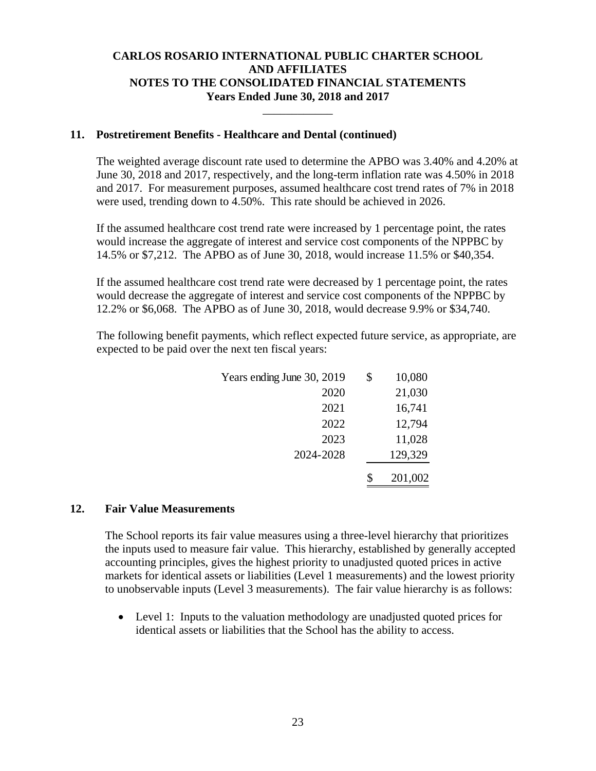## 11. Postretirement Benefits - Healthcare and Dental (continued)

The weighted average discount rate used to determine the APBO was 3.40% and 4.20% at June 30, 2018 and 2017, respectively, and the long-term inflation rate was 4.50% in 2018 and 2017. For measurement purposes, assumed healthcare cost trend rates of 7% in 2018 were used, trending down to 4.50%. This rate should be achieved in 2026.

If the assumed healthcare cost trend rate were increased by 1 percentage point, the rates would increase the aggregate of interest and service cost components of the NPPBC by 14.5% or $7,212. The APBO as of June 30, 2018, would increase 11.5% or $40,354.

If the assumed healthcare cost trend rate were decreased by 1 percentage point, the rates would decrease the aggregate of interest and service cost components of the NPPBC by 12.2% or $6,068. The APBO as of June 30, 2018, would decrease 9.9% or $34,740.

The following benefit payments, which reflect expected future service, as appropriate, are expected to be paid over the next ten fiscal years:

| | |
|---|---|
| Years ending June 30, 2019 | $ 10,080 |
| 2020 | 21,030 |
| 2021 | 16,741 |
| 2022 | 12,794 |
| 2023 | 11,028 |
| 2024-2028 | 129,329 |
| | $ 201,002 |

## 12. Fair Value Measurements

The School reports its fair value measures using a three-level hierarchy that prioritizes the inputs used to measure fair value. This hierarchy, established by generally accepted accounting principles, gives the highest priority to unadjusted quoted prices in active markets for identical assets or liabilities (Level 1 measurements) and the lowest priority to unobservable inputs (Level 3 measurements). The fair value hierarchy is as follows:

- Level 1: Inputs to the valuation methodology are unadjusted quoted prices for identical assets or liabilities that the School has the ability to access.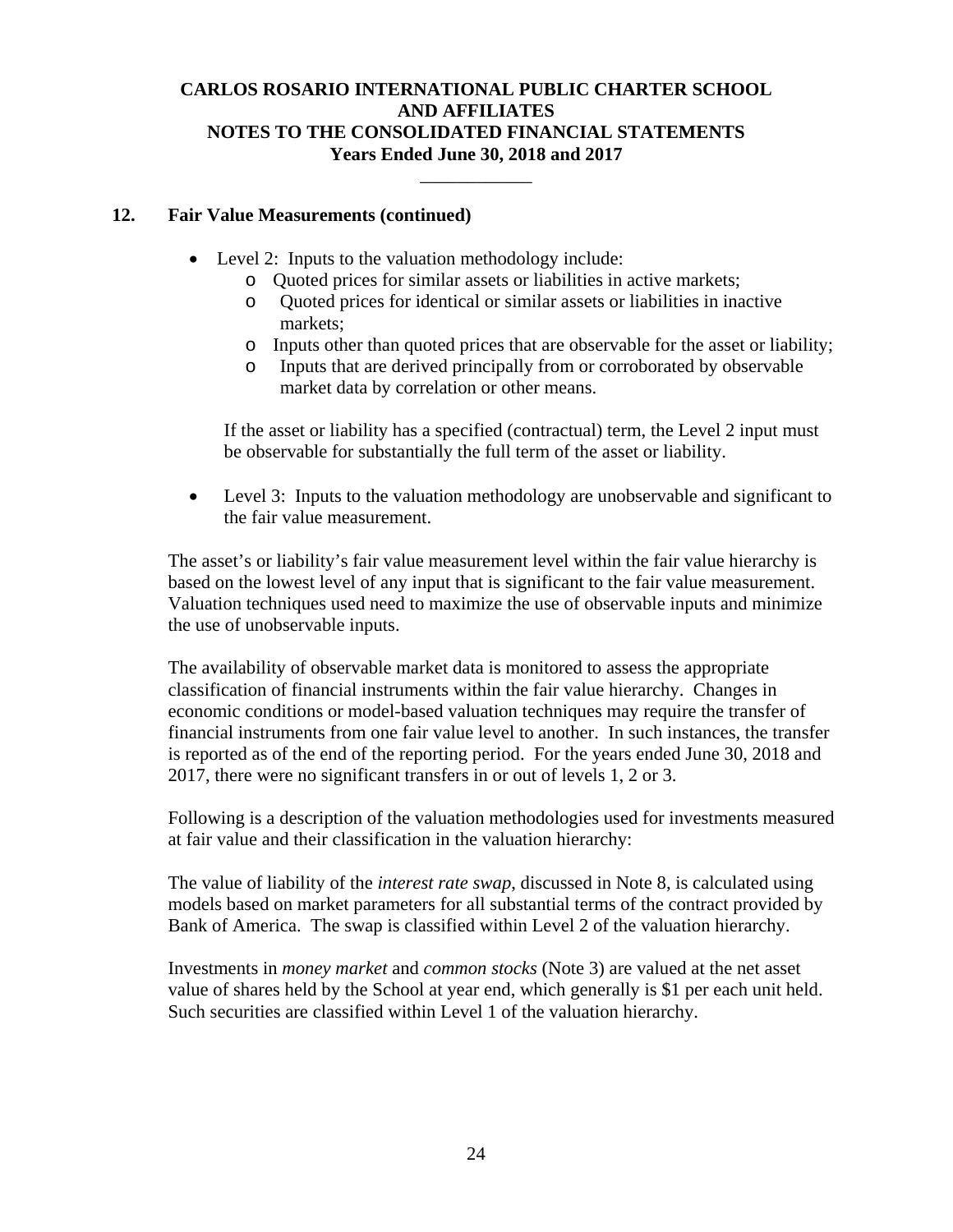## 12. Fair Value Measurements (continued)

- Level 2: Inputs to the valuation methodology include:
  - Quoted prices for similar assets or liabilities in active markets;
  - Quoted prices for identical or similar assets or liabilities in inactive markets;
  - Inputs other than quoted prices that are observable for the asset or liability;
  - Inputs that are derived principally from or corroborated by observable market data by correlation or other means.

  If the asset or liability has a specified (contractual) term, the Level 2 input must be observable for substantially the full term of the asset or liability.

- Level 3: Inputs to the valuation methodology are unobservable and significant to the fair value measurement.

The asset's or liability's fair value measurement level within the fair value hierarchy is based on the lowest level of any input that is significant to the fair value measurement. Valuation techniques used need to maximize the use of observable inputs and minimize the use of unobservable inputs.

The availability of observable market data is monitored to assess the appropriate classification of financial instruments within the fair value hierarchy. Changes in economic conditions or model-based valuation techniques may require the transfer of financial instruments from one fair value level to another. In such instances, the transfer is reported as of the end of the reporting period. For the years ended June 30, 2018 and 2017, there were no significant transfers in or out of levels 1, 2 or 3.

Following is a description of the valuation methodologies used for investments measured at fair value and their classification in the valuation hierarchy:

The value of liability of the *interest rate swap*, discussed in Note 8, is calculated using models based on market parameters for all substantial terms of the contract provided by Bank of America. The swap is classified within Level 2 of the valuation hierarchy.

Investments in *money market* and *common stocks* (Note 3) are valued at the net asset value of shares held by the School at year end, which generally is $1 per each unit held. Such securities are classified within Level 1 of the valuation hierarchy.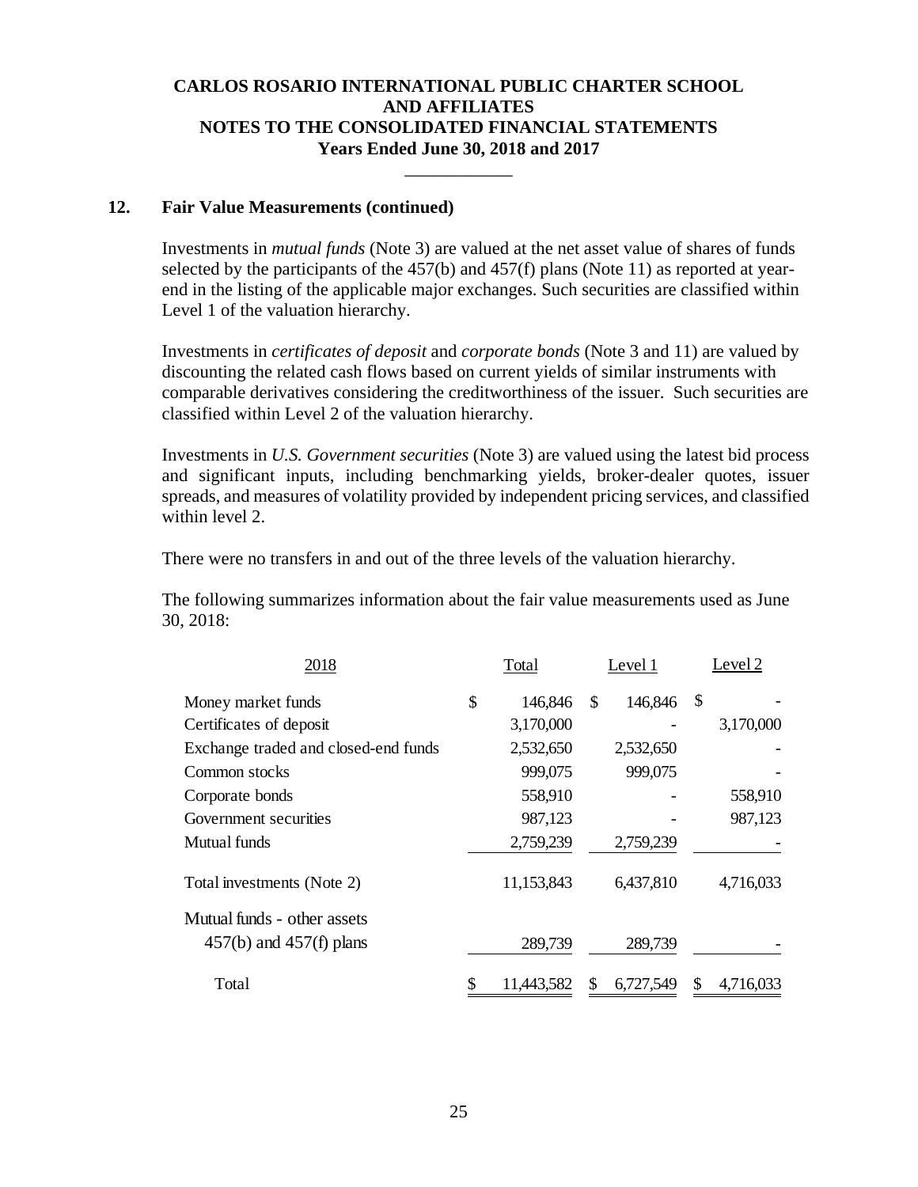## 12. Fair Value Measurements (continued)

Investments in *mutual funds* (Note 3) are valued at the net asset value of shares of funds selected by the participants of the 457(b) and 457(f) plans (Note 11) as reported at year-end in the listing of the applicable major exchanges. Such securities are classified within Level 1 of the valuation hierarchy.

Investments in *certificates of deposit* and *corporate bonds* (Note 3 and 11) are valued by discounting the related cash flows based on current yields of similar instruments with comparable derivatives considering the creditworthiness of the issuer. Such securities are classified within Level 2 of the valuation hierarchy.

Investments in *U.S. Government securities* (Note 3) are valued using the latest bid process and significant inputs, including benchmarking yields, broker-dealer quotes, issuer spreads, and measures of volatility provided by independent pricing services, and classified within level 2.

There were no transfers in and out of the three levels of the valuation hierarchy.

The following summarizes information about the fair value measurements used as June 30, 2018:

| 2018 | Total | Level 1 | Level 2 |
|---|---|---|---|
| Money market funds | $ 146,846 | $ 146,846 | $ - |
| Certificates of deposit | 3,170,000 | - | 3,170,000 |
| Exchange traded and closed-end funds | 2,532,650 | 2,532,650 | - |
| Common stocks | 999,075 | 999,075 | - |
| Corporate bonds | 558,910 | - | 558,910 |
| Government securities | 987,123 | - | 987,123 |
| Mutual funds | 2,759,239 | 2,759,239 | - |
| Total investments (Note 2) | 11,153,843 | 6,437,810 | 4,716,033 |
| Mutual funds - other assets 457(b) and 457(f) plans | 289,739 | 289,739 | - |
| Total | $ 11,443,582 | $ 6,727,549 | $ 4,716,033 |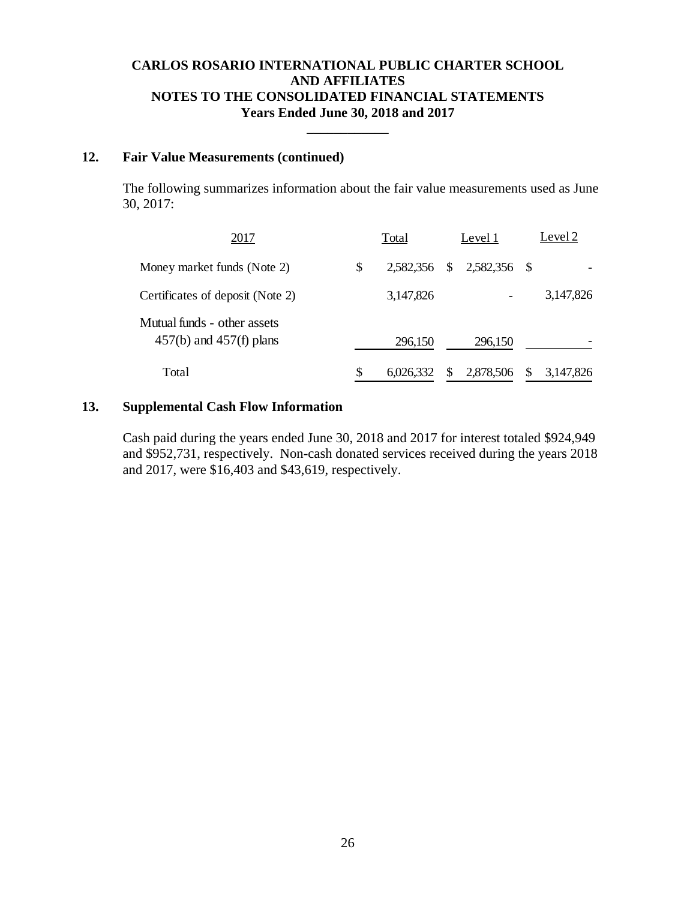## 12. Fair Value Measurements (continued)

The following summarizes information about the fair value measurements used as June 30, 2017:

| 2017 | Total | Level 1 | Level 2 |
|---|---|---|---|
| Money market funds (Note 2) | $ 2,582,356 | $ 2,582,356 | $ - |
| Certificates of deposit (Note 2) | 3,147,826 | - | 3,147,826 |
| Mutual funds - other assets 457(b) and 457(f) plans | 296,150 | 296,150 | - |
| Total | $ 6,026,332 | $ 2,878,506 | $ 3,147,826 |

## 13. Supplemental Cash Flow Information

Cash paid during the years ended June 30, 2018 and 2017 for interest totaled $924,949 and $952,731, respectively. Non-cash donated services received during the years 2018 and 2017, were $16,403 and $43,619, respectively.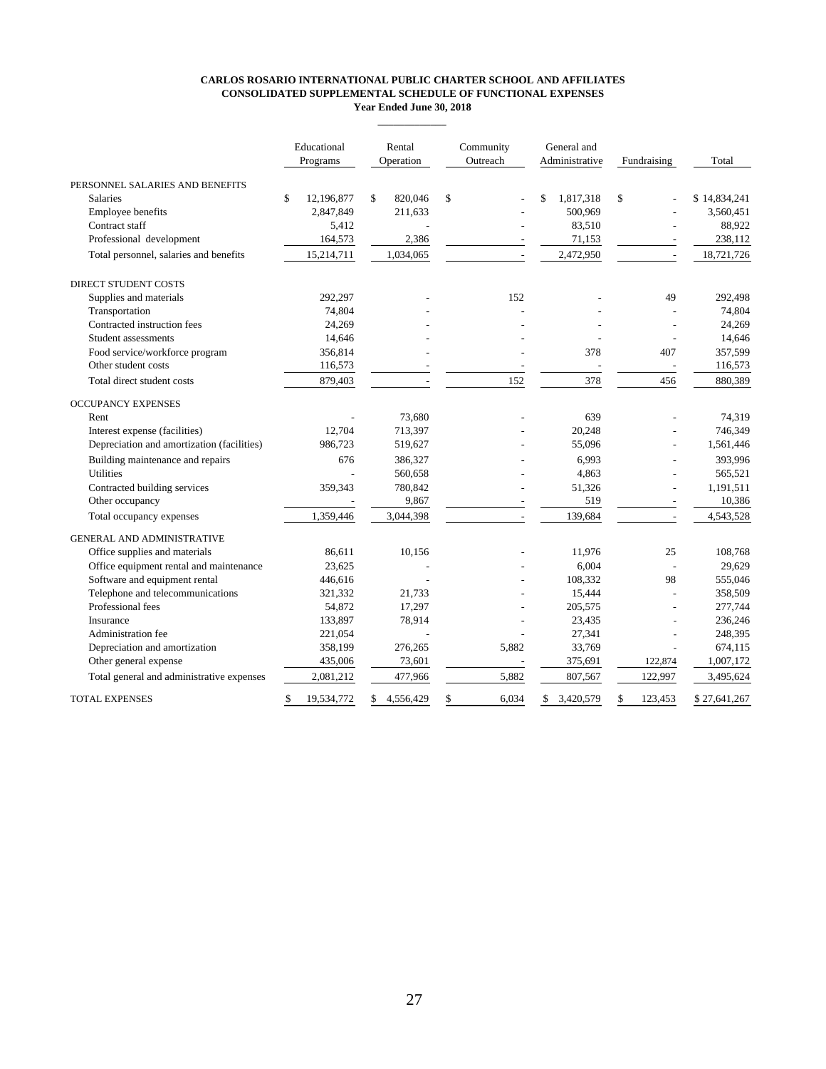**CARLOS ROSARIO INTERNATIONAL PUBLIC CHARTER SCHOOL AND AFFILIATES**
**CONSOLIDATED SUPPLEMENTAL SCHEDULE OF FUNCTIONAL EXPENSES**
**Year Ended June 30, 2018**

| | Educational Programs | Rental Operation | Community Outreach | General and Administrative | Fundraising | Total |
|---|---|---|---|---|---|---|
| PERSONNEL SALARIES AND BENEFITS | | | | | | |
| Salaries | $ 12,196,877 | $ 820,046 | $ - | $ 1,817,318 | $ - | $ 14,834,241 |
| Employee benefits | 2,847,849 | 211,633 | - | 500,969 | - | 3,560,451 |
| Contract staff | 5,412 | - | - | 83,510 | - | 88,922 |
| Professional development | 164,573 | 2,386 | - | 71,153 | - | 238,112 |
| Total personnel, salaries and benefits | 15,214,711 | 1,034,065 | - | 2,472,950 | - | 18,721,726 |
| DIRECT STUDENT COSTS | | | | | | |
| Supplies and materials | 292,297 | - | 152 | - | 49 | 292,498 |
| Transportation | 74,804 | - | - | - | - | 74,804 |
| Contracted instruction fees | 24,269 | - | - | - | - | 24,269 |
| Student assessments | 14,646 | - | - | - | - | 14,646 |
| Food service/workforce program | 356,814 | - | - | 378 | 407 | 357,599 |
| Other student costs | 116,573 | - | - | - | - | 116,573 |
| Total direct student costs | 879,403 | - | 152 | 378 | 456 | 880,389 |
| OCCUPANCY EXPENSES | | | | | | |
| Rent | - | 73,680 | - | 639 | - | 74,319 |
| Interest expense (facilities) | 12,704 | 713,397 | - | 20,248 | - | 746,349 |
| Depreciation and amortization (facilities) | 986,723 | 519,627 | - | 55,096 | - | 1,561,446 |
| Building maintenance and repairs | 676 | 386,327 | - | 6,993 | - | 393,996 |
| Utilities | - | 560,658 | - | 4,863 | - | 565,521 |
| Contracted building services | 359,343 | 780,842 | - | 51,326 | - | 1,191,511 |
| Other occupancy | - | 9,867 | - | 519 | - | 10,386 |
| Total occupancy expenses | 1,359,446 | 3,044,398 | - | 139,684 | - | 4,543,528 |
| GENERAL AND ADMINISTRATIVE | | | | | | |
| Office supplies and materials | 86,611 | 10,156 | - | 11,976 | 25 | 108,768 |
| Office equipment rental and maintenance | 23,625 | - | - | 6,004 | - | 29,629 |
| Software and equipment rental | 446,616 | - | - | 108,332 | 98 | 555,046 |
| Telephone and telecommunications | 321,332 | 21,733 | - | 15,444 | - | 358,509 |
| Professional fees | 54,872 | 17,297 | - | 205,575 | - | 277,744 |
| Insurance | 133,897 | 78,914 | - | 23,435 | - | 236,246 |
| Administration fee | 221,054 | - | - | 27,341 | - | 248,395 |
| Depreciation and amortization | 358,199 | 276,265 | 5,882 | 33,769 | - | 674,115 |
| Other general expense | 435,006 | 73,601 | - | 375,691 | 122,874 | 1,007,172 |
| Total general and administrative expenses | 2,081,212 | 477,966 | 5,882 | 807,567 | 122,997 | 3,495,624 |
| TOTAL EXPENSES | $ 19,534,772 | $ 4,556,429 | $ 6,034 | $ 3,420,579 | $ 123,453 | $ 27,641,267 |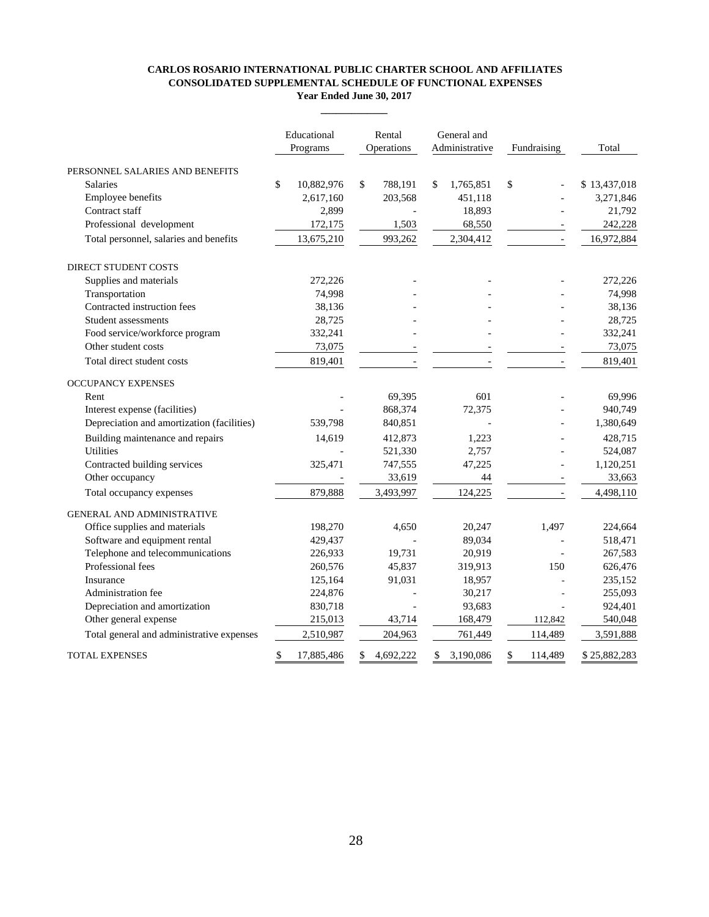**CARLOS ROSARIO INTERNATIONAL PUBLIC CHARTER SCHOOL AND AFFILIATES**
**CONSOLIDATED SUPPLEMENTAL SCHEDULE OF FUNCTIONAL EXPENSES**
**Year Ended June 30, 2017**

| | Educational Programs | Rental Operations | General and Administrative | Fundraising | Total |
|---|---|---|---|---|---|
| PERSONNEL SALARIES AND BENEFITS | | | | | |
| Salaries | $ 10,882,976 | $ 788,191 | $ 1,765,851 | $ - | $ 13,437,018 |
| Employee benefits | 2,617,160 | 203,568 | 451,118 | - | 3,271,846 |
| Contract staff | 2,899 | - | 18,893 | - | 21,792 |
| Professional development | 172,175 | 1,503 | 68,550 | - | 242,228 |
| Total personnel, salaries and benefits | 13,675,210 | 993,262 | 2,304,412 | - | 16,972,884 |
| DIRECT STUDENT COSTS | | | | | |
| Supplies and materials | 272,226 | - | - | - | 272,226 |
| Transportation | 74,998 | - | - | - | 74,998 |
| Contracted instruction fees | 38,136 | - | - | - | 38,136 |
| Student assessments | 28,725 | - | - | - | 28,725 |
| Food service/workforce program | 332,241 | - | - | - | 332,241 |
| Other student costs | 73,075 | - | - | - | 73,075 |
| Total direct student costs | 819,401 | - | - | - | 819,401 |
| OCCUPANCY EXPENSES | | | | | |
| Rent | - | 69,395 | 601 | - | 69,996 |
| Interest expense (facilities) | - | 868,374 | 72,375 | - | 940,749 |
| Depreciation and amortization (facilities) | 539,798 | 840,851 | - | - | 1,380,649 |
| Building maintenance and repairs | 14,619 | 412,873 | 1,223 | - | 428,715 |
| Utilities | - | 521,330 | 2,757 | - | 524,087 |
| Contracted building services | 325,471 | 747,555 | 47,225 | - | 1,120,251 |
| Other occupancy | - | 33,619 | 44 | - | 33,663 |
| Total occupancy expenses | 879,888 | 3,493,997 | 124,225 | - | 4,498,110 |
| GENERAL AND ADMINISTRATIVE | | | | | |
| Office supplies and materials | 198,270 | 4,650 | 20,247 | 1,497 | 224,664 |
| Software and equipment rental | 429,437 | - | 89,034 | - | 518,471 |
| Telephone and telecommunications | 226,933 | 19,731 | 20,919 | - | 267,583 |
| Professional fees | 260,576 | 45,837 | 319,913 | 150 | 626,476 |
| Insurance | 125,164 | 91,031 | 18,957 | - | 235,152 |
| Administration fee | 224,876 | - | 30,217 | - | 255,093 |
| Depreciation and amortization | 830,718 | - | 93,683 | - | 924,401 |
| Other general expense | 215,013 | 43,714 | 168,479 | 112,842 | 540,048 |
| Total general and administrative expenses | 2,510,987 | 204,963 | 761,449 | 114,489 | 3,591,888 |
| TOTAL EXPENSES | $ 17,885,486 | $ 4,692,222 | $ 3,190,086 | $ 114,489 | $ 25,882,283 |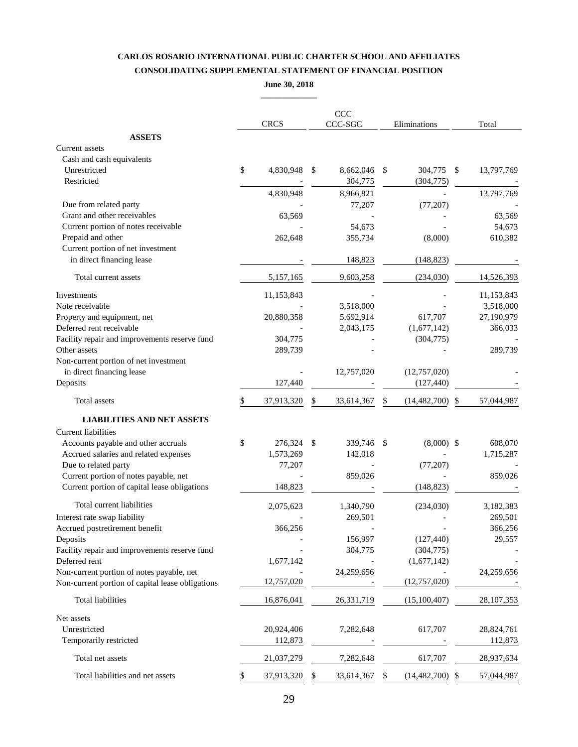# CARLOS ROSARIO INTERNATIONAL PUBLIC CHARTER SCHOOL AND AFFILIATES

## CONSOLIDATING SUPPLEMENTAL STATEMENT OF FINANCIAL POSITION

**June 30, 2018**

| | CRCS | CCC CCC-SGC | Eliminations | Total |
|---|---|---|---|---|
| **ASSETS** | | | | |
| Current assets | | | | |
| Cash and cash equivalents | | | | |
| Unrestricted | $ 4,830,948 | $ 8,662,046 | $ 304,775 | $ 13,797,769 |
| Restricted | - | 304,775 | (304,775) | - |
| | 4,830,948 | 8,966,821 | - | 13,797,769 |
| Due from related party | - | 77,207 | (77,207) | - |
| Grant and other receivables | 63,569 | - | - | 63,569 |
| Current portion of notes receivable | - | 54,673 | - | 54,673 |
| Prepaid and other | 262,648 | 355,734 | (8,000) | 610,382 |
| Current portion of net investment in direct financing lease | - | 148,823 | (148,823) | - |
| Total current assets | 5,157,165 | 9,603,258 | (234,030) | 14,526,393 |
| Investments | 11,153,843 | - | - | 11,153,843 |
| Note receivable | - | 3,518,000 | - | 3,518,000 |
| Property and equipment, net | 20,880,358 | 5,692,914 | 617,707 | 27,190,979 |
| Deferred rent receivable | - | 2,043,175 | (1,677,142) | 366,033 |
| Facility repair and improvements reserve fund | 304,775 | - | (304,775) | - |
| Other assets | 289,739 | - | - | 289,739 |
| Non-current portion of net investment in direct financing lease | - | 12,757,020 | (12,757,020) | - |
| Deposits | 127,440 | - | (127,440) | - |
| Total assets | $ 37,913,320 | $ 33,614,367 | $ (14,482,700) | $ 57,044,987 |
| **LIABILITIES AND NET ASSETS** | | | | |
| Current liabilities | | | | |
| Accounts payable and other accruals | $ 276,324 | $ 339,746 | $ (8,000) | $ 608,070 |
| Accrued salaries and related expenses | 1,573,269 | 142,018 | - | 1,715,287 |
| Due to related party | 77,207 | - | (77,207) | - |
| Current portion of notes payable, net | - | 859,026 | - | 859,026 |
| Current portion of capital lease obligations | 148,823 | - | (148,823) | - |
| Total current liabilities | 2,075,623 | 1,340,790 | (234,030) | 3,182,383 |
| Interest rate swap liability | - | 269,501 | - | 269,501 |
| Accrued postretirement benefit | 366,256 | - | - | 366,256 |
| Deposits | - | 156,997 | (127,440) | 29,557 |
| Facility repair and improvements reserve fund | - | 304,775 | (304,775) | - |
| Deferred rent | 1,677,142 | - | (1,677,142) | - |
| Non-current portion of notes payable, net | - | 24,259,656 | - | 24,259,656 |
| Non-current portion of capital lease obligations | 12,757,020 | - | (12,757,020) | - |
| Total liabilities | 16,876,041 | 26,331,719 | (15,100,407) | 28,107,353 |
| Net assets | | | | |
| Unrestricted | 20,924,406 | 7,282,648 | 617,707 | 28,824,761 |
| Temporarily restricted | 112,873 | - | - | 112,873 |
| Total net assets | 21,037,279 | 7,282,648 | 617,707 | 28,937,634 |
| Total liabilities and net assets | $ 37,913,320 | $ 33,614,367 | $ (14,482,700) | $ 57,044,987 |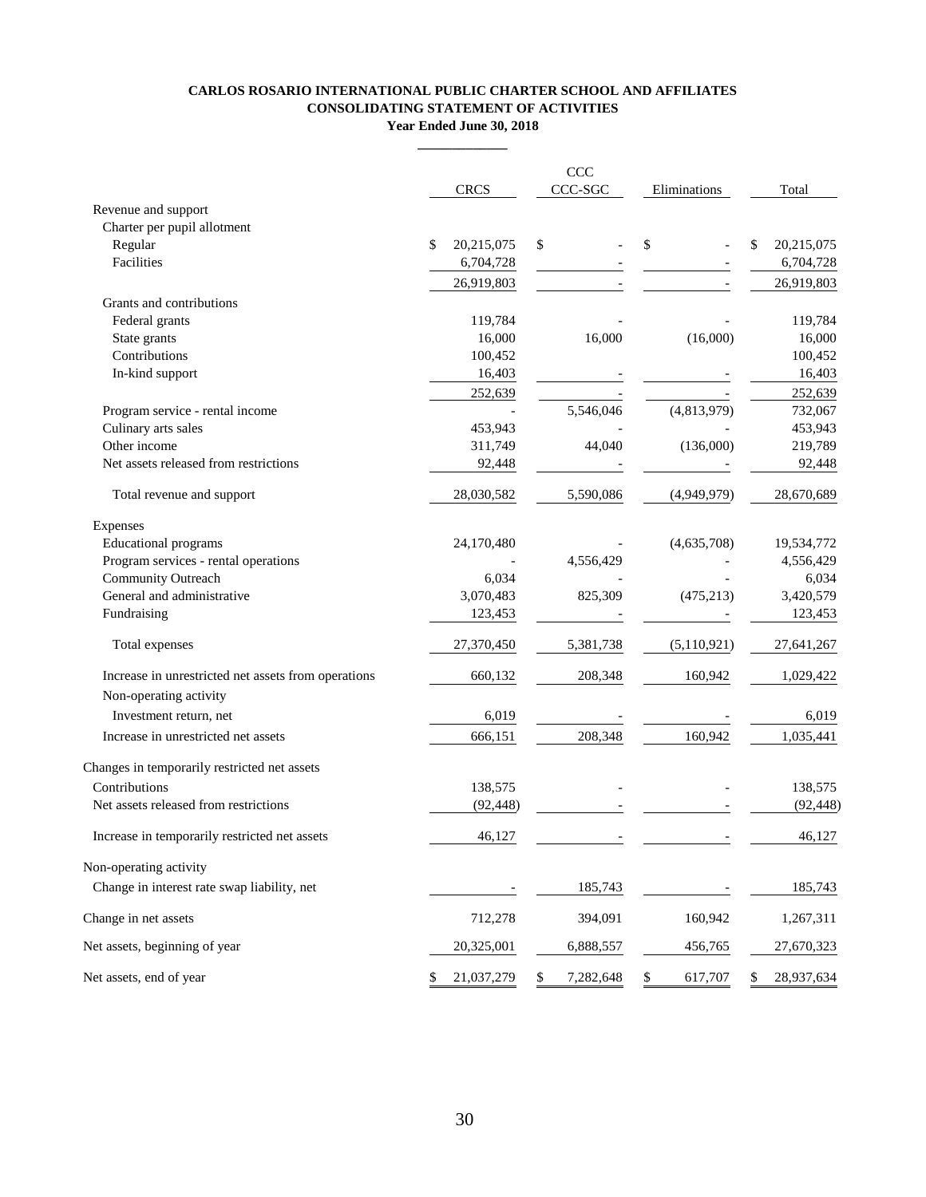**CARLOS ROSARIO INTERNATIONAL PUBLIC CHARTER SCHOOL AND AFFILIATES**
**CONSOLIDATING STATEMENT OF ACTIVITIES**
**Year Ended June 30, 2018**

| | CRCS | CCC CCC-SGC | Eliminations | Total |
|---|---|---|---|---|
| Revenue and support | | | | |
| Charter per pupil allotment | | | | |
| Regular | $ 20,215,075 | $ - | $ - | $ 20,215,075 |
| Facilities | 6,704,728 | - | - | 6,704,728 |
| | 26,919,803 | - | - | 26,919,803 |
| Grants and contributions | | | | |
| Federal grants | 119,784 | - | - | 119,784 |
| State grants | 16,000 | 16,000 | (16,000) | 16,000 |
| Contributions | 100,452 | | | 100,452 |
| In-kind support | 16,403 | - | - | 16,403 |
| | 252,639 | - | - | 252,639 |
| Program service - rental income | - | 5,546,046 | (4,813,979) | 732,067 |
| Culinary arts sales | 453,943 | - | - | 453,943 |
| Other income | 311,749 | 44,040 | (136,000) | 219,789 |
| Net assets released from restrictions | 92,448 | - | - | 92,448 |
| Total revenue and support | 28,030,582 | 5,590,086 | (4,949,979) | 28,670,689 |
| Expenses | | | | |
| Educational programs | 24,170,480 | - | (4,635,708) | 19,534,772 |
| Program services - rental operations | - | 4,556,429 | - | 4,556,429 |
| Community Outreach | 6,034 | - | - | 6,034 |
| General and administrative | 3,070,483 | 825,309 | (475,213) | 3,420,579 |
| Fundraising | 123,453 | - | - | 123,453 |
| Total expenses | 27,370,450 | 5,381,738 | (5,110,921) | 27,641,267 |
| Increase in unrestricted net assets from operations | 660,132 | 208,348 | 160,942 | 1,029,422 |
| Non-operating activity | | | | |
| Investment return, net | 6,019 | - | - | 6,019 |
| Increase in unrestricted net assets | 666,151 | 208,348 | 160,942 | 1,035,441 |
| Changes in temporarily restricted net assets | | | | |
| Contributions | 138,575 | - | - | 138,575 |
| Net assets released from restrictions | (92,448) | - | - | (92,448) |
| Increase in temporarily restricted net assets | 46,127 | - | - | 46,127 |
| Non-operating activity | | | | |
| Change in interest rate swap liability, net | - | 185,743 | - | 185,743 |
| Change in net assets | 712,278 | 394,091 | 160,942 | 1,267,311 |
| Net assets, beginning of year | 20,325,001 | 6,888,557 | 456,765 | 27,670,323 |
| Net assets, end of year | $ 21,037,279 | $ 7,282,648 | $ 617,707 | $ 28,937,634 |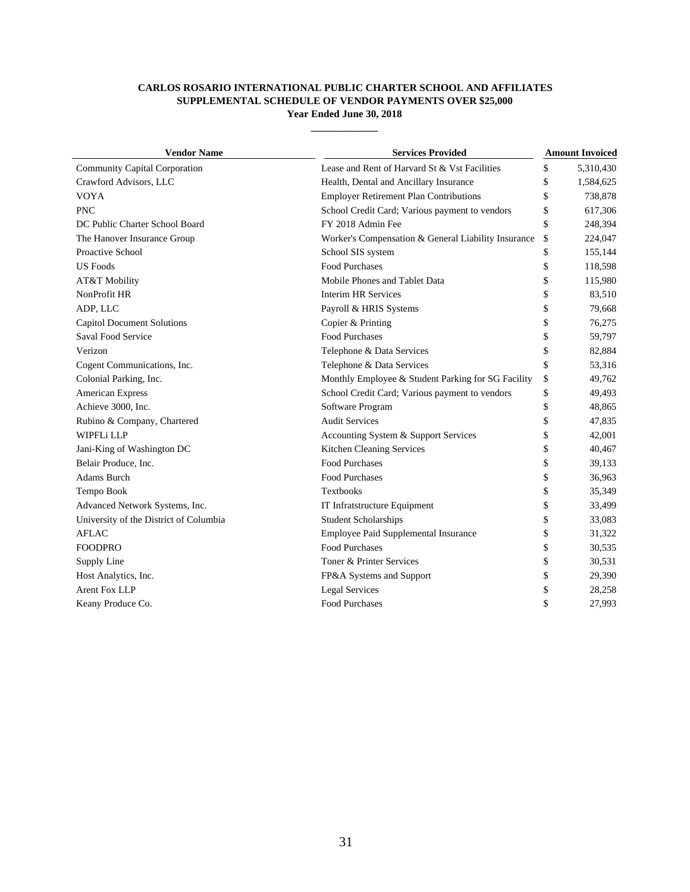**CARLOS ROSARIO INTERNATIONAL PUBLIC CHARTER SCHOOL AND AFFILIATES**
**SUPPLEMENTAL SCHEDULE OF VENDOR PAYMENTS OVER $25,000**
**Year Ended June 30, 2018**

| Vendor Name | Services Provided | Amount Invoiced |
|---|---|---|
| Community Capital Corporation | Lease and Rent of Harvard St & Vst Facilities | $ 5,310,430 |
| Crawford Advisors, LLC | Health, Dental and Ancillary Insurance | $ 1,584,625 |
| VOYA | Employer Retirement Plan Contributions | $ 738,878 |
| PNC | School Credit Card; Various payment to vendors | $ 617,306 |
| DC Public Charter School Board | FY 2018 Admin Fee | $ 248,394 |
| The Hanover Insurance Group | Worker's Compensation & General Liability Insurance | $ 224,047 |
| Proactive School | School SIS system | $ 155,144 |
| US Foods | Food Purchases | $ 118,598 |
| AT&T Mobility | Mobile Phones and Tablet Data | $ 115,980 |
| NonProfit HR | Interim HR Services | $ 83,510 |
| ADP, LLC | Payroll & HRIS Systems | $ 79,668 |
| Capitol Document Solutions | Copier & Printing | $ 76,275 |
| Saval Food Service | Food Purchases | $ 59,797 |
| Verizon | Telephone & Data Services | $ 82,884 |
| Cogent Communications, Inc. | Telephone & Data Services | $ 53,316 |
| Colonial Parking, Inc. | Monthly Employee & Student Parking for SG Facility | $ 49,762 |
| American Express | School Credit Card; Various payment to vendors | $ 49,493 |
| Achieve 3000, Inc. | Software Program | $ 48,865 |
| Rubino & Company, Chartered | Audit Services | $ 47,835 |
| WIPFLi LLP | Accounting System & Support Services | $ 42,001 |
| Jani-King of Washington DC | Kitchen Cleaning Services | $ 40,467 |
| Belair Produce, Inc. | Food Purchases | $ 39,133 |
| Adams Burch | Food Purchases | $ 36,963 |
| Tempo Book | Textbooks | $ 35,349 |
| Advanced Network Systems, Inc. | IT Infratstructure Equipment | $ 33,499 |
| University of the District of Columbia | Student Scholarships | $ 33,083 |
| AFLAC | Employee Paid Supplemental Insurance | $ 31,322 |
| FOODPRO | Food Purchases | $ 30,535 |
| Supply Line | Toner & Printer Services | $ 30,531 |
| Host Analytics, Inc. | FP&A Systems and Support | $ 29,390 |
| Arent Fox LLP | Legal Services | $ 28,258 |
| Keany Produce Co. | Food Purchases | $ 27,993 |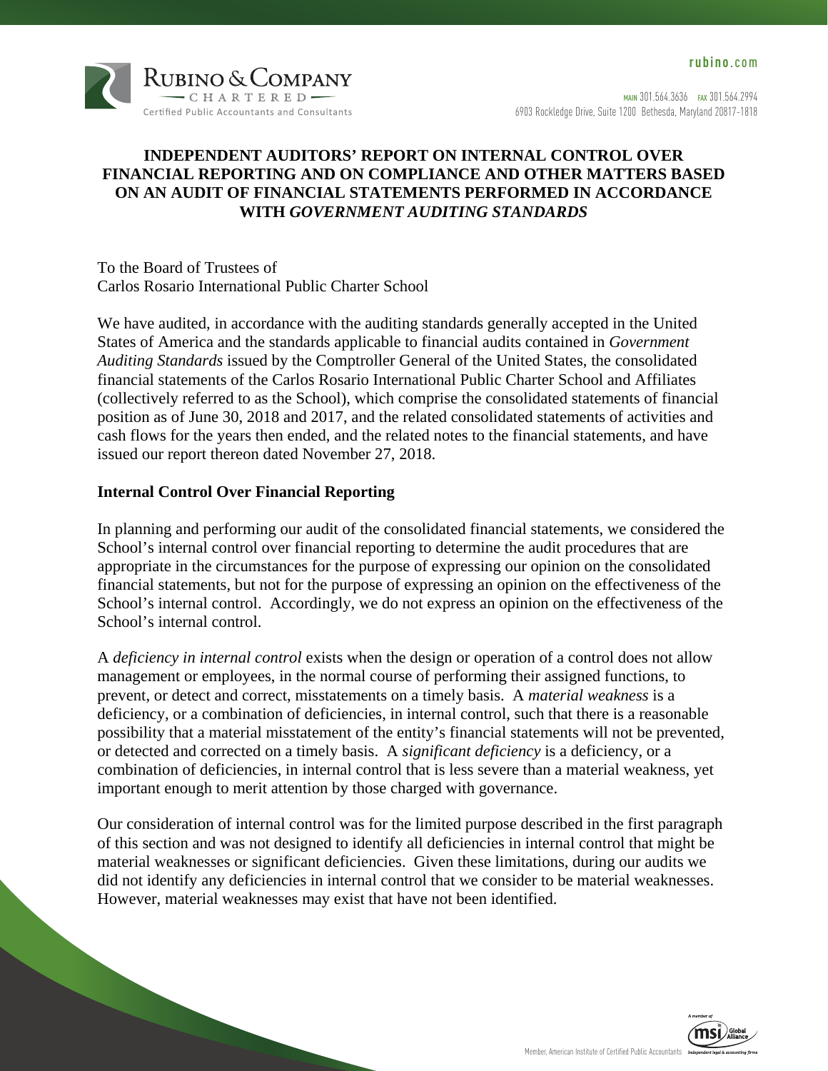# INDEPENDENT AUDITORS' REPORT ON INTERNAL CONTROL OVER FINANCIAL REPORTING AND ON COMPLIANCE AND OTHER MATTERS BASED ON AN AUDIT OF FINANCIAL STATEMENTS PERFORMED IN ACCORDANCE WITH *GOVERNMENT AUDITING STANDARDS*

To the Board of Trustees of
Carlos Rosario International Public Charter School

We have audited, in accordance with the auditing standards generally accepted in the United States of America and the standards applicable to financial audits contained in *Government Auditing Standards* issued by the Comptroller General of the United States, the consolidated financial statements of the Carlos Rosario International Public Charter School and Affiliates (collectively referred to as the School), which comprise the consolidated statements of financial position as of June 30, 2018 and 2017, and the related consolidated statements of activities and cash flows for the years then ended, and the related notes to the financial statements, and have issued our report thereon dated November 27, 2018.

## Internal Control Over Financial Reporting

In planning and performing our audit of the consolidated financial statements, we considered the School's internal control over financial reporting to determine the audit procedures that are appropriate in the circumstances for the purpose of expressing our opinion on the consolidated financial statements, but not for the purpose of expressing an opinion on the effectiveness of the School's internal control. Accordingly, we do not express an opinion on the effectiveness of the School's internal control.

A *deficiency in internal control* exists when the design or operation of a control does not allow management or employees, in the normal course of performing their assigned functions, to prevent, or detect and correct, misstatements on a timely basis. A *material weakness* is a deficiency, or a combination of deficiencies, in internal control, such that there is a reasonable possibility that a material misstatement of the entity's financial statements will not be prevented, or detected and corrected on a timely basis. A *significant deficiency* is a deficiency, or a combination of deficiencies, in internal control that is less severe than a material weakness, yet important enough to merit attention by those charged with governance.

Our consideration of internal control was for the limited purpose described in the first paragraph of this section and was not designed to identify all deficiencies in internal control that might be material weaknesses or significant deficiencies. Given these limitations, during our audits we did not identify any deficiencies in internal control that we consider to be material weaknesses. However, material weaknesses may exist that have not been identified.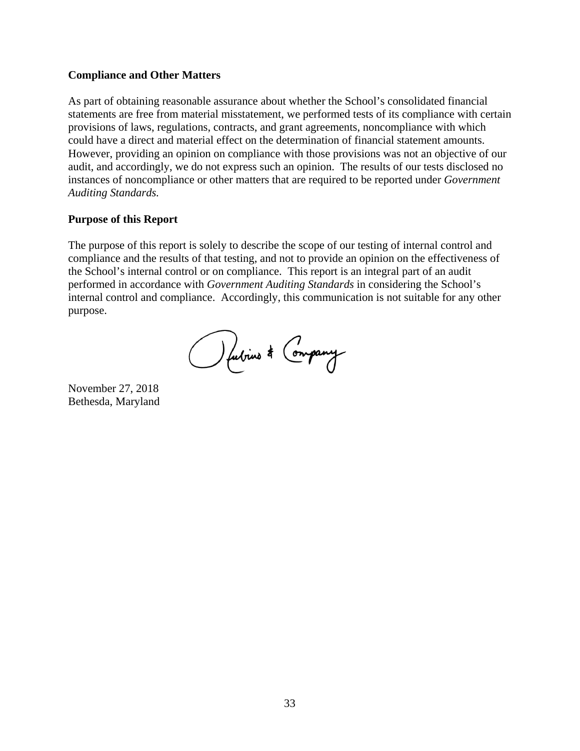**Compliance and Other Matters**

As part of obtaining reasonable assurance about whether the School's consolidated financial statements are free from material misstatement, we performed tests of its compliance with certain provisions of laws, regulations, contracts, and grant agreements, noncompliance with which could have a direct and material effect on the determination of financial statement amounts. However, providing an opinion on compliance with those provisions was not an objective of our audit, and accordingly, we do not express such an opinion. The results of our tests disclosed no instances of noncompliance or other matters that are required to be reported under *Government Auditing Standards.*

**Purpose of this Report**

The purpose of this report is solely to describe the scope of our testing of internal control and compliance and the results of that testing, and not to provide an opinion on the effectiveness of the School's internal control or on compliance. This report is an integral part of an audit performed in accordance with *Government Auditing Standards* in considering the School's internal control and compliance. Accordingly, this communication is not suitable for any other purpose.

Rubino & Company

November 27, 2018
Bethesda, Maryland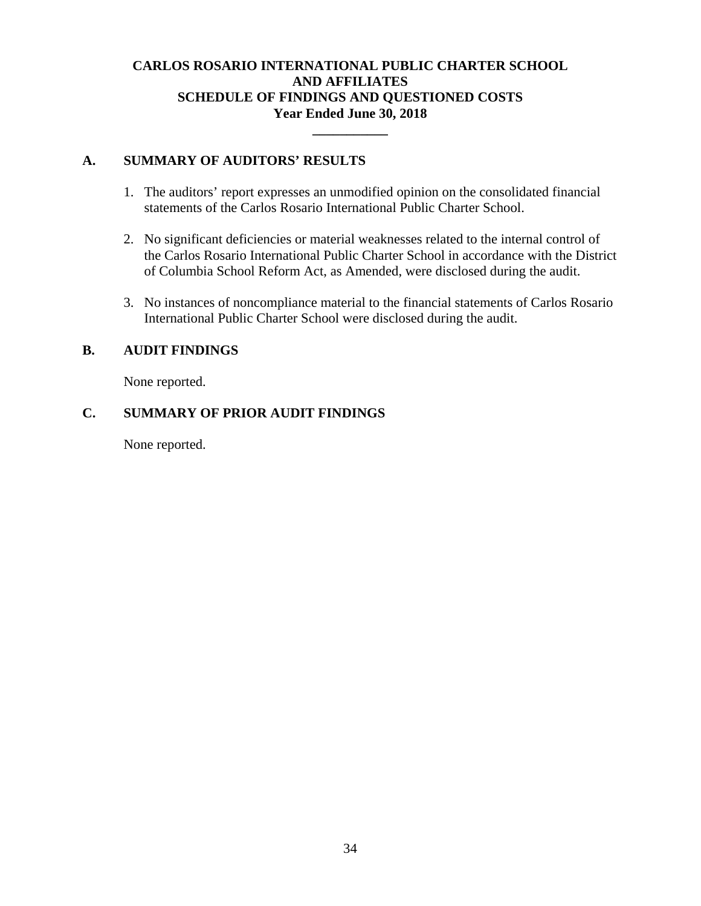# CARLOS ROSARIO INTERNATIONAL PUBLIC CHARTER SCHOOL AND AFFILIATES
# SCHEDULE OF FINDINGS AND QUESTIONED COSTS
# Year Ended June 30, 2018

## A. SUMMARY OF AUDITORS' RESULTS

1. The auditors' report expresses an unmodified opinion on the consolidated financial statements of the Carlos Rosario International Public Charter School.

2. No significant deficiencies or material weaknesses related to the internal control of the Carlos Rosario International Public Charter School in accordance with the District of Columbia School Reform Act, as Amended, were disclosed during the audit.

3. No instances of noncompliance material to the financial statements of Carlos Rosario International Public Charter School were disclosed during the audit.

## B. AUDIT FINDINGS

None reported.

## C. SUMMARY OF PRIOR AUDIT FINDINGS

None reported.